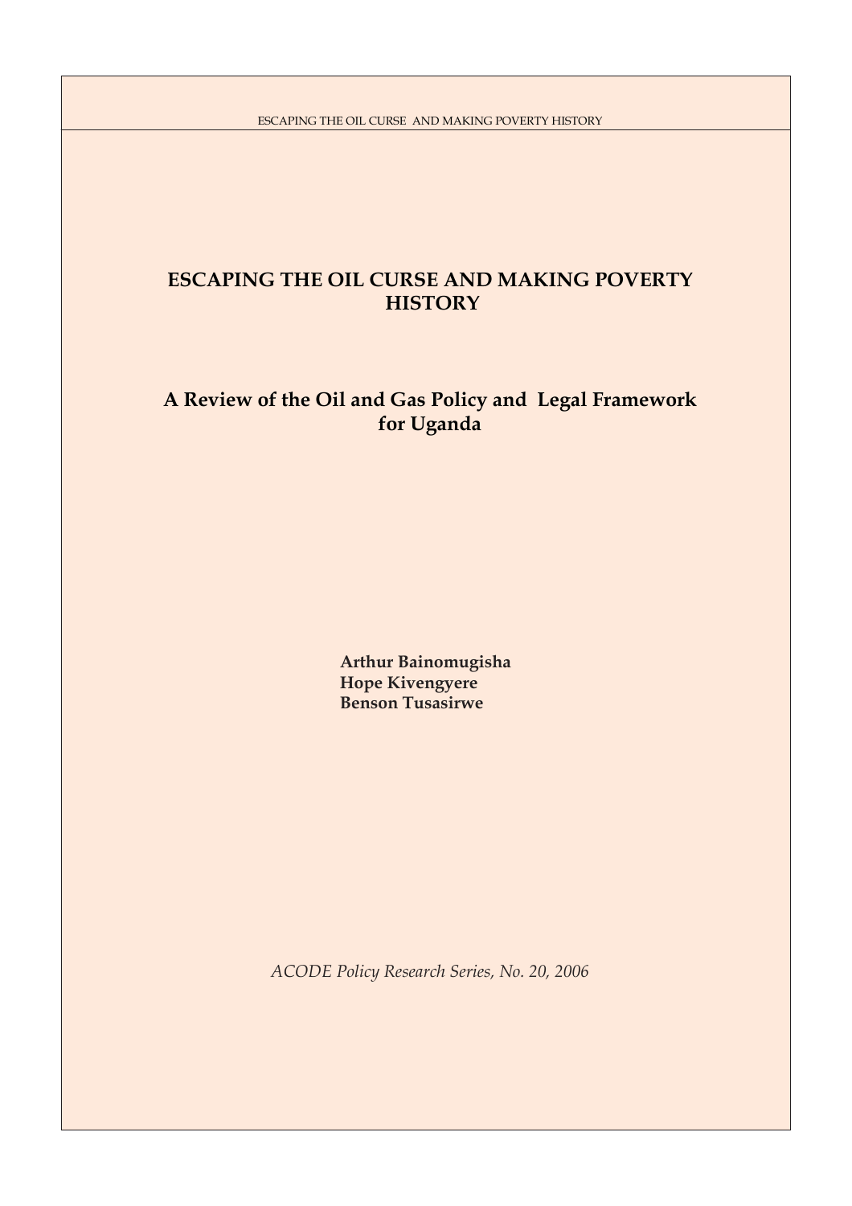# ESCAPING THE OIL CURSE AND MAKING POVERTY HISTORY

## A Review of the Oil and Gas Policy and Legal Framework for Uganda

**Arthur Bainomugisha**
**Hope Kivengyere**
**Benson Tusasirwe**

*ACODE Policy Research Series, No. 20, 2006*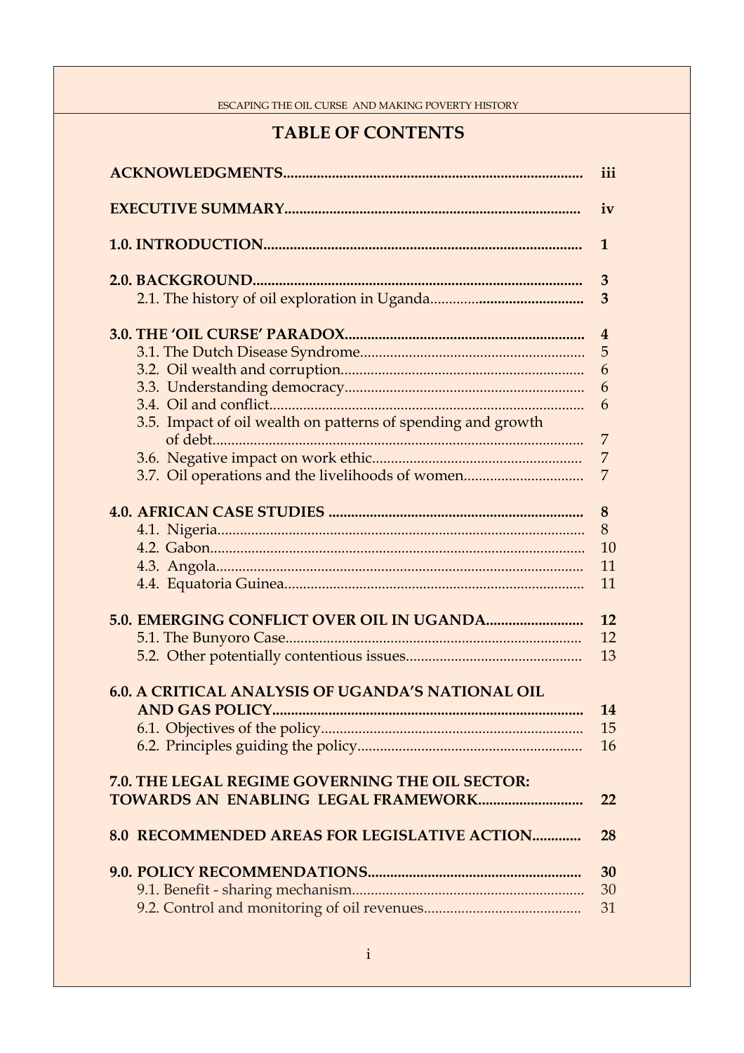# TABLE OF CONTENTS

**ACKNOWLEDGMENTS** ........ **iii**

**EXECUTIVE SUMMARY** ........ **iv**

**1.0. INTRODUCTION** ........ **1**

**2.0. BACKGROUND** ........ **3**
- 2.1. The history of oil exploration in Uganda ........ 3

**3.0. THE 'OIL CURSE' PARADOX** ........ **4**
- 3.1. The Dutch Disease Syndrome ........ 5
- 3.2. Oil wealth and corruption ........ 6
- 3.3. Understanding democracy ........ 6
- 3.4. Oil and conflict ........ 6
- 3.5. Impact of oil wealth on patterns of spending and growth of debt ........ 7
- 3.6. Negative impact on work ethic ........ 7
- 3.7. Oil operations and the livelihoods of women ........ 7

**4.0. AFRICAN CASE STUDIES** ........ **8**
- 4.1. Nigeria ........ 8
- 4.2. Gabon ........ 10
- 4.3. Angola ........ 11
- 4.4. Equatoria Guinea ........ 11

**5.0. EMERGING CONFLICT OVER OIL IN UGANDA** ........ **12**
- 5.1. The Bunyoro Case ........ 12
- 5.2. Other potentially contentious issues ........ 13

**6.0. A CRITICAL ANALYSIS OF UGANDA'S NATIONAL OIL AND GAS POLICY** ........ **14**
- 6.1. Objectives of the policy ........ 15
- 6.2. Principles guiding the policy ........ 16

**7.0. THE LEGAL REGIME GOVERNING THE OIL SECTOR: TOWARDS AN ENABLING LEGAL FRAMEWORK** ........ **22**

**8.0 RECOMMENDED AREAS FOR LEGISLATIVE ACTION** ........ **28**

**9.0. POLICY RECOMMENDATIONS** ........ **30**
- 9.1. Benefit - sharing mechanism ........ 30
- 9.2. Control and monitoring of oil revenues ........ 31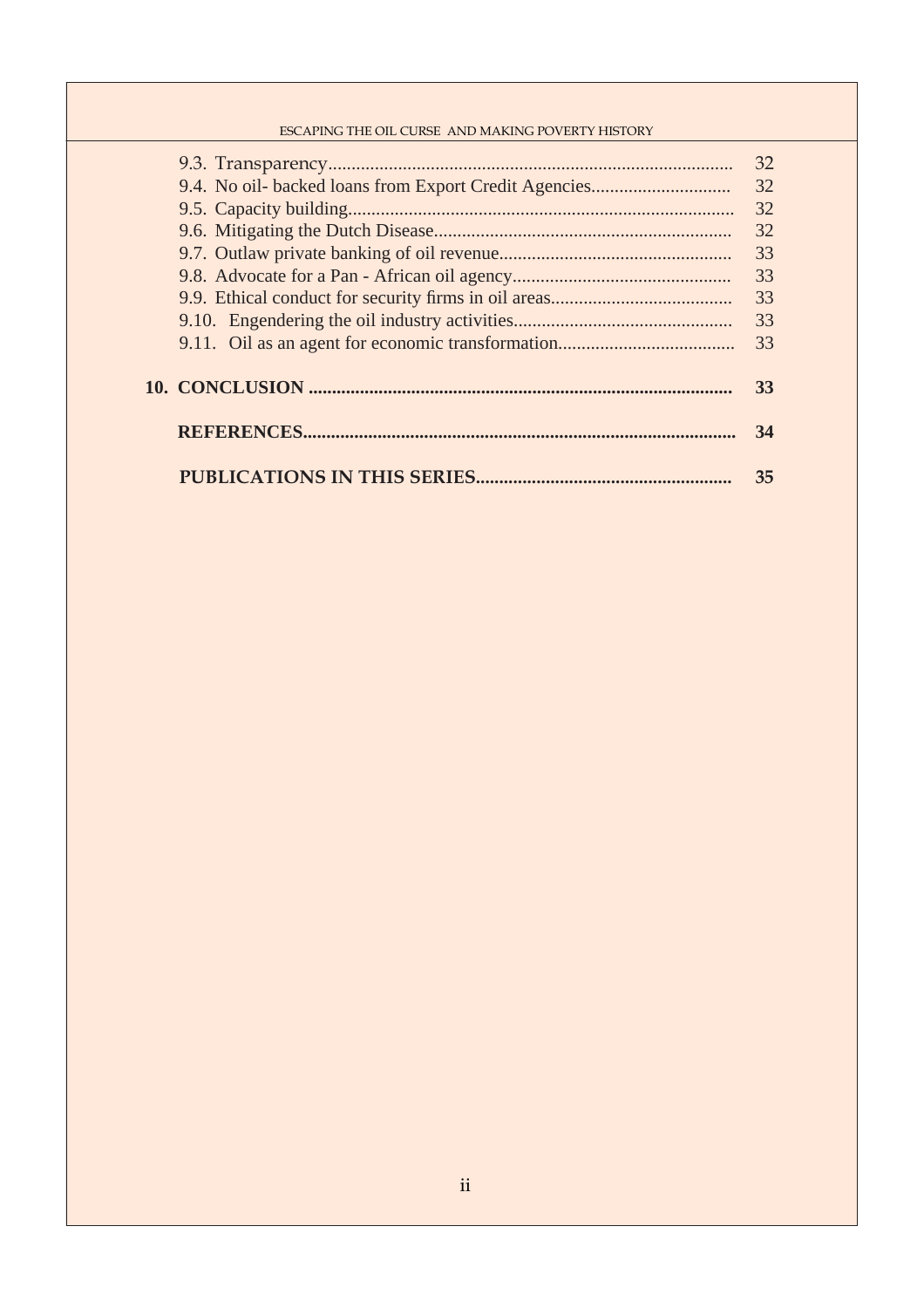9.3. Transparency ........ 32
9.4. No oil- backed loans from Export Credit Agencies ........ 32
9.5. Capacity building ........ 32
9.6. Mitigating the Dutch Disease ........ 32
9.7. Outlaw private banking of oil revenue ........ 33
9.8. Advocate for a Pan - African oil agency ........ 33
9.9. Ethical conduct for security firms in oil areas ........ 33
9.10. Engendering the oil industry activities ........ 33
9.11. Oil as an agent for economic transformation ........ 33

**10. CONCLUSION ........ 33**

**REFERENCES ........ 34**

**PUBLICATIONS IN THIS SERIES ........ 35**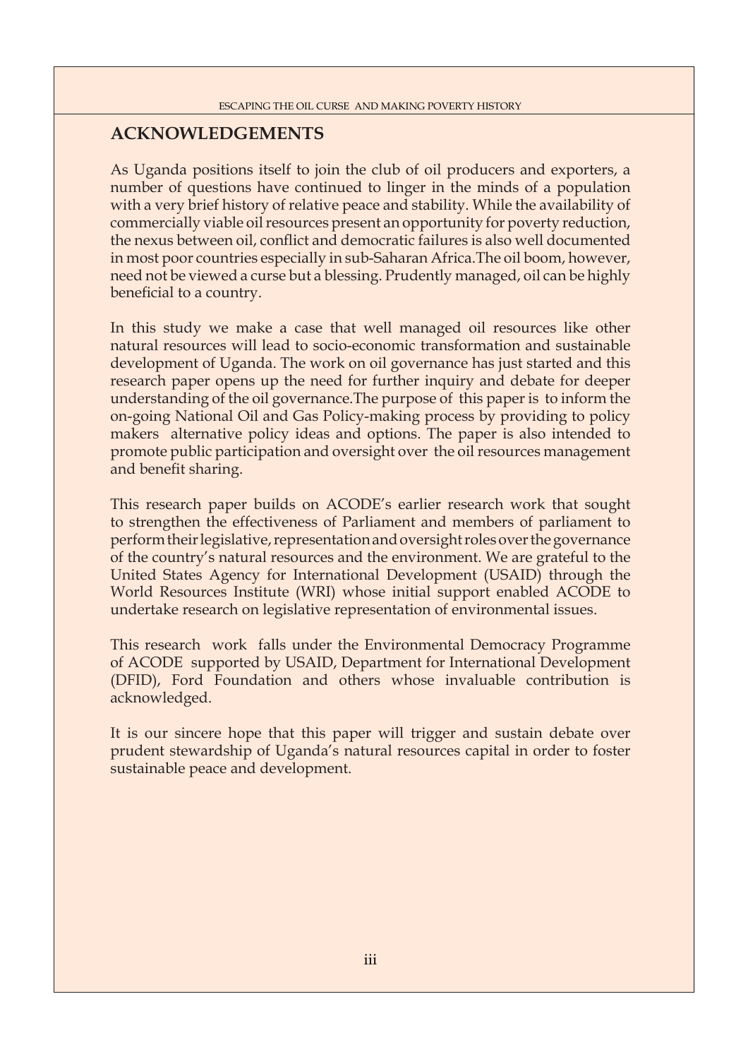## ACKNOWLEDGEMENTS

As Uganda positions itself to join the club of oil producers and exporters, a number of questions have continued to linger in the minds of a population with a very brief history of relative peace and stability. While the availability of commercially viable oil resources present an opportunity for poverty reduction, the nexus between oil, conflict and democratic failures is also well documented in most poor countries especially in sub-Saharan Africa.The oil boom, however, need not be viewed a curse but a blessing. Prudently managed, oil can be highly beneficial to a country.

In this study we make a case that well managed oil resources like other natural resources will lead to socio-economic transformation and sustainable development of Uganda. The work on oil governance has just started and this research paper opens up the need for further inquiry and debate for deeper understanding of the oil governance.The purpose of this paper is to inform the on-going National Oil and Gas Policy-making process by providing to policy makers alternative policy ideas and options. The paper is also intended to promote public participation and oversight over the oil resources management and benefit sharing.

This research paper builds on ACODE's earlier research work that sought to strengthen the effectiveness of Parliament and members of parliament to perform their legislative, representation and oversight roles over the governance of the country's natural resources and the environment. We are grateful to the United States Agency for International Development (USAID) through the World Resources Institute (WRI) whose initial support enabled ACODE to undertake research on legislative representation of environmental issues.

This research work falls under the Environmental Democracy Programme of ACODE supported by USAID, Department for International Development (DFID), Ford Foundation and others whose invaluable contribution is acknowledged.

It is our sincere hope that this paper will trigger and sustain debate over prudent stewardship of Uganda's natural resources capital in order to foster sustainable peace and development.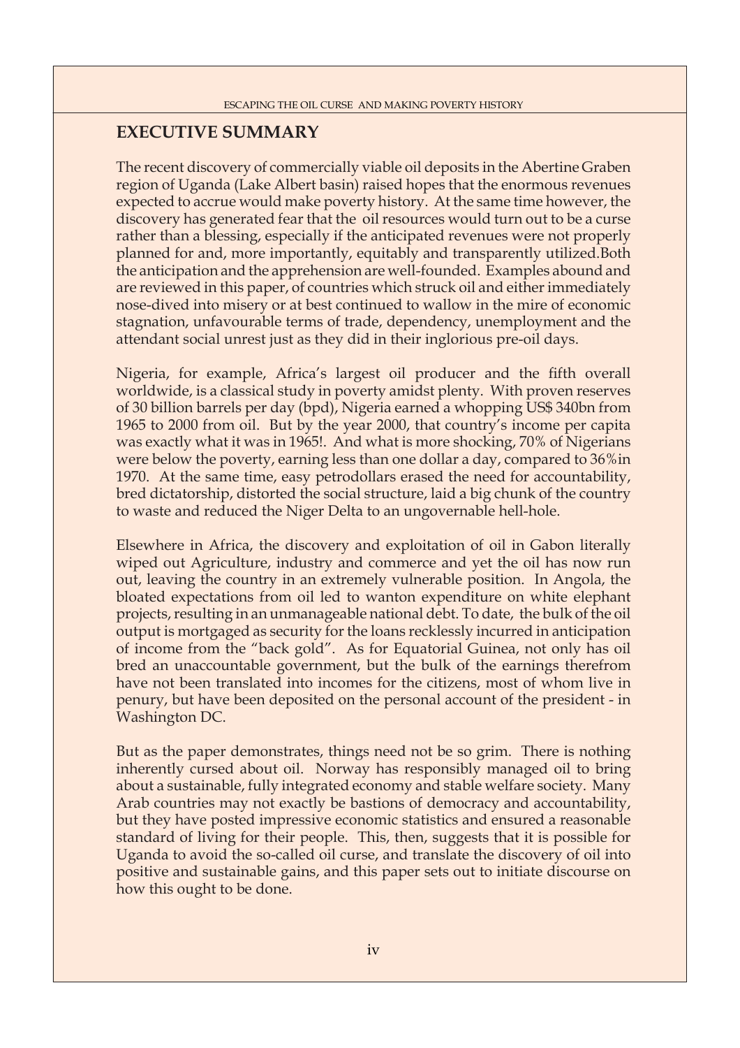## EXECUTIVE SUMMARY

The recent discovery of commercially viable oil deposits in the Abertine Graben region of Uganda (Lake Albert basin) raised hopes that the enormous revenues expected to accrue would make poverty history. At the same time however, the discovery has generated fear that the oil resources would turn out to be a curse rather than a blessing, especially if the anticipated revenues were not properly planned for and, more importantly, equitably and transparently utilized.Both the anticipation and the apprehension are well-founded. Examples abound and are reviewed in this paper, of countries which struck oil and either immediately nose-dived into misery or at best continued to wallow in the mire of economic stagnation, unfavourable terms of trade, dependency, unemployment and the attendant social unrest just as they did in their inglorious pre-oil days.

Nigeria, for example, Africa's largest oil producer and the fifth overall worldwide, is a classical study in poverty amidst plenty. With proven reserves of 30 billion barrels per day (bpd), Nigeria earned a whopping US$ 340bn from 1965 to 2000 from oil. But by the year 2000, that country's income per capita was exactly what it was in 1965!. And what is more shocking, 70% of Nigerians were below the poverty, earning less than one dollar a day, compared to 36%in 1970. At the same time, easy petrodollars erased the need for accountability, bred dictatorship, distorted the social structure, laid a big chunk of the country to waste and reduced the Niger Delta to an ungovernable hell-hole.

Elsewhere in Africa, the discovery and exploitation of oil in Gabon literally wiped out Agriculture, industry and commerce and yet the oil has now run out, leaving the country in an extremely vulnerable position. In Angola, the bloated expectations from oil led to wanton expenditure on white elephant projects, resulting in an unmanageable national debt. To date, the bulk of the oil output is mortgaged as security for the loans recklessly incurred in anticipation of income from the "back gold". As for Equatorial Guinea, not only has oil bred an unaccountable government, but the bulk of the earnings therefrom have not been translated into incomes for the citizens, most of whom live in penury, but have been deposited on the personal account of the president - in Washington DC.

But as the paper demonstrates, things need not be so grim. There is nothing inherently cursed about oil. Norway has responsibly managed oil to bring about a sustainable, fully integrated economy and stable welfare society. Many Arab countries may not exactly be bastions of democracy and accountability, but they have posted impressive economic statistics and ensured a reasonable standard of living for their people. This, then, suggests that it is possible for Uganda to avoid the so-called oil curse, and translate the discovery of oil into positive and sustainable gains, and this paper sets out to initiate discourse on how this ought to be done.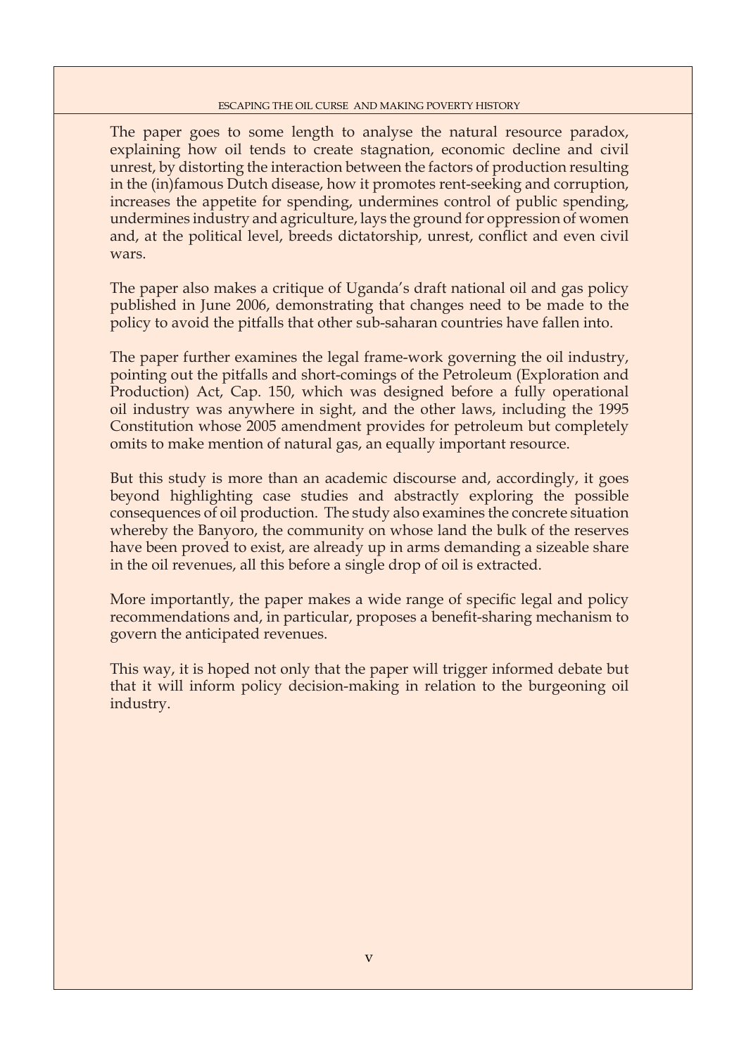The paper goes to some length to analyse the natural resource paradox, explaining how oil tends to create stagnation, economic decline and civil unrest, by distorting the interaction between the factors of production resulting in the (in)famous Dutch disease, how it promotes rent-seeking and corruption, increases the appetite for spending, undermines control of public spending, undermines industry and agriculture, lays the ground for oppression of women and, at the political level, breeds dictatorship, unrest, conflict and even civil wars.

The paper also makes a critique of Uganda's draft national oil and gas policy published in June 2006, demonstrating that changes need to be made to the policy to avoid the pitfalls that other sub-saharan countries have fallen into.

The paper further examines the legal frame-work governing the oil industry, pointing out the pitfalls and short-comings of the Petroleum (Exploration and Production) Act, Cap. 150, which was designed before a fully operational oil industry was anywhere in sight, and the other laws, including the 1995 Constitution whose 2005 amendment provides for petroleum but completely omits to make mention of natural gas, an equally important resource.

But this study is more than an academic discourse and, accordingly, it goes beyond highlighting case studies and abstractly exploring the possible consequences of oil production. The study also examines the concrete situation whereby the Banyoro, the community on whose land the bulk of the reserves have been proved to exist, are already up in arms demanding a sizeable share in the oil revenues, all this before a single drop of oil is extracted.

More importantly, the paper makes a wide range of specific legal and policy recommendations and, in particular, proposes a benefit-sharing mechanism to govern the anticipated revenues.

This way, it is hoped not only that the paper will trigger informed debate but that it will inform policy decision-making in relation to the burgeoning oil industry.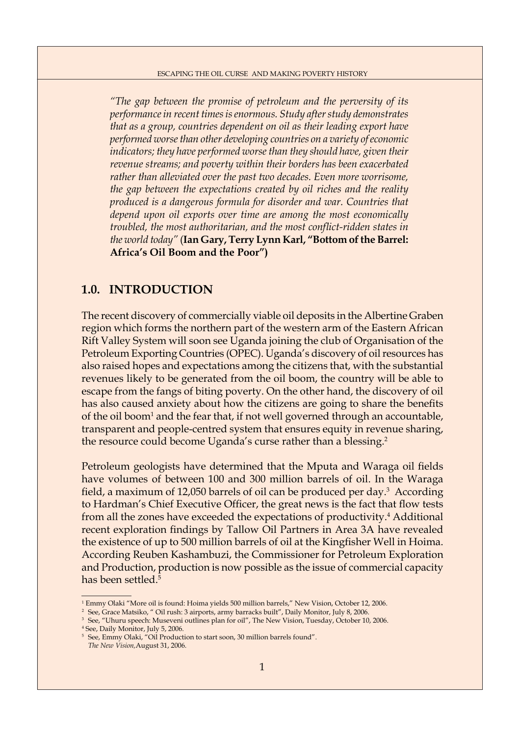*"The gap between the promise of petroleum and the perversity of its performance in recent times is enormous. Study after study demonstrates that as a group, countries dependent on oil as their leading export have performed worse than other developing countries on a variety of economic indicators; they have performed worse than they should have, given their revenue streams; and poverty within their borders has been exacerbated rather than alleviated over the past two decades. Even more worrisome, the gap between the expectations created by oil riches and the reality produced is a dangerous formula for disorder and war. Countries that depend upon oil exports over time are among the most economically troubled, the most authoritarian, and the most conflict-ridden states in the world today"* (**Ian Gary, Terry Lynn Karl, "Bottom of the Barrel: Africa's Oil Boom and the Poor")**

## 1.0. INTRODUCTION

The recent discovery of commercially viable oil deposits in the Albertine Graben region which forms the northern part of the western arm of the Eastern African Rift Valley System will soon see Uganda joining the club of Organisation of the Petroleum Exporting Countries (OPEC). Uganda's discovery of oil resources has also raised hopes and expectations among the citizens that, with the substantial revenues likely to be generated from the oil boom, the country will be able to escape from the fangs of biting poverty. On the other hand, the discovery of oil has also caused anxiety about how the citizens are going to share the benefits of the oil boom[1] and the fear that, if not well governed through an accountable, transparent and people-centred system that ensures equity in revenue sharing, the resource could become Uganda's curse rather than a blessing.[2]

Petroleum geologists have determined that the Mputa and Waraga oil fields have volumes of between 100 and 300 million barrels of oil. In the Waraga field, a maximum of 12,050 barrels of oil can be produced per day.[3] According to Hardman's Chief Executive Officer, the great news is the fact that flow tests from all the zones have exceeded the expectations of productivity.[4] Additional recent exploration findings by Tallow Oil Partners in Area 3A have revealed the existence of up to 500 million barrels of oil at the Kingfisher Well in Hoima. According Reuben Kashambuzi, the Commissioner for Petroleum Exploration and Production, production is now possible as the issue of commercial capacity has been settled.[5]

---

[1] Emmy Olaki "More oil is found: Hoima yields 500 million barrels," New Vision, October 12, 2006.

[2] See, Grace Matsiko, " Oil rush: 3 airports, army barracks built", Daily Monitor, July 8, 2006.

[3] See, "Uhuru speech: Museveni outlines plan for oil", The New Vision, Tuesday, October 10, 2006.

[4] See, Daily Monitor, July 5, 2006.

[5] See, Emmy Olaki, "Oil Production to start soon, 30 million barrels found". *The New Vision,* August 31, 2006.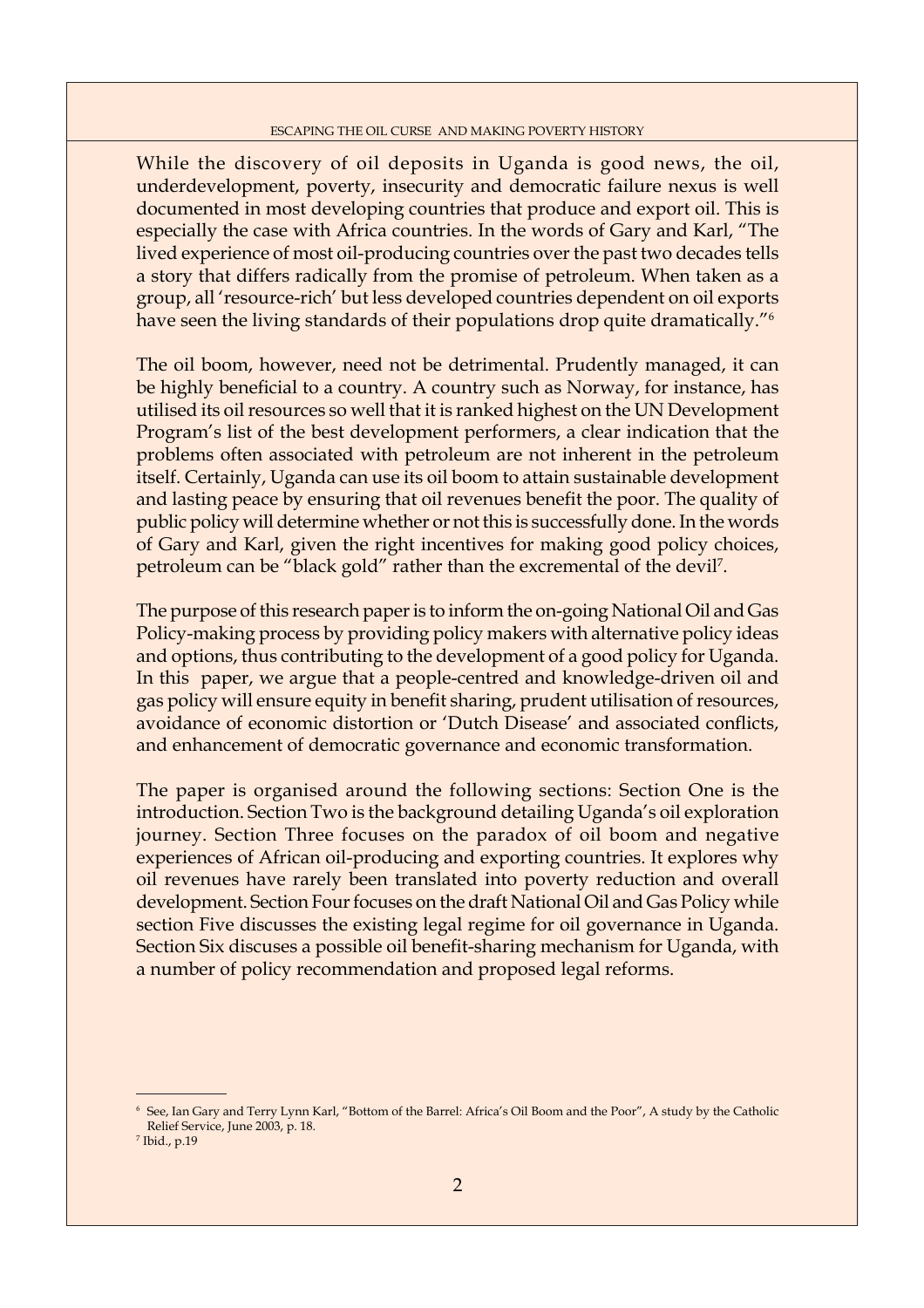While the discovery of oil deposits in Uganda is good news, the oil, underdevelopment, poverty, insecurity and democratic failure nexus is well documented in most developing countries that produce and export oil. This is especially the case with Africa countries. In the words of Gary and Karl, "The lived experience of most oil-producing countries over the past two decades tells a story that differs radically from the promise of petroleum. When taken as a group, all 'resource-rich' but less developed countries dependent on oil exports have seen the living standards of their populations drop quite dramatically."[6]

The oil boom, however, need not be detrimental. Prudently managed, it can be highly beneficial to a country. A country such as Norway, for instance, has utilised its oil resources so well that it is ranked highest on the UN Development Program's list of the best development performers, a clear indication that the problems often associated with petroleum are not inherent in the petroleum itself. Certainly, Uganda can use its oil boom to attain sustainable development and lasting peace by ensuring that oil revenues benefit the poor. The quality of public policy will determine whether or not this is successfully done. In the words of Gary and Karl, given the right incentives for making good policy choices, petroleum can be "black gold" rather than the excremental of the devil[7].

The purpose of this research paper is to inform the on-going National Oil and Gas Policy-making process by providing policy makers with alternative policy ideas and options, thus contributing to the development of a good policy for Uganda. In this paper, we argue that a people-centred and knowledge-driven oil and gas policy will ensure equity in benefit sharing, prudent utilisation of resources, avoidance of economic distortion or 'Dutch Disease' and associated conflicts, and enhancement of democratic governance and economic transformation.

The paper is organised around the following sections: Section One is the introduction. Section Two is the background detailing Uganda's oil exploration journey. Section Three focuses on the paradox of oil boom and negative experiences of African oil-producing and exporting countries. It explores why oil revenues have rarely been translated into poverty reduction and overall development. Section Four focuses on the draft National Oil and Gas Policy while section Five discusses the existing legal regime for oil governance in Uganda. Section Six discuses a possible oil benefit-sharing mechanism for Uganda, with a number of policy recommendation and proposed legal reforms.

---

[6] See, Ian Gary and Terry Lynn Karl, "Bottom of the Barrel: Africa's Oil Boom and the Poor", A study by the Catholic Relief Service, June 2003, p. 18.

[7] Ibid., p.19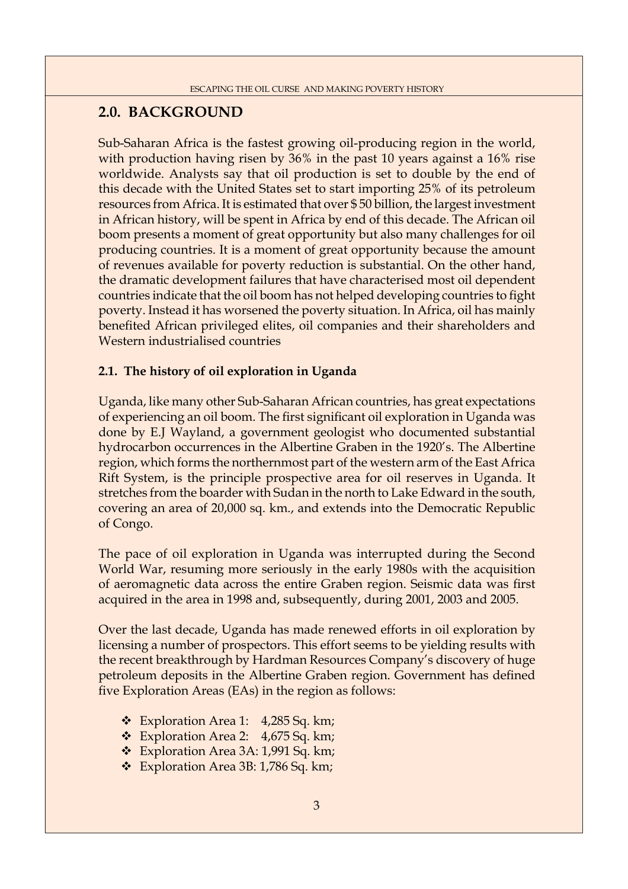## 2.0. BACKGROUND

Sub-Saharan Africa is the fastest growing oil-producing region in the world, with production having risen by 36% in the past 10 years against a 16% rise worldwide. Analysts say that oil production is set to double by the end of this decade with the United States set to start importing 25% of its petroleum resources from Africa. It is estimated that over $ 50 billion, the largest investment in African history, will be spent in Africa by end of this decade. The African oil boom presents a moment of great opportunity but also many challenges for oil producing countries. It is a moment of great opportunity because the amount of revenues available for poverty reduction is substantial. On the other hand, the dramatic development failures that have characterised most oil dependent countries indicate that the oil boom has not helped developing countries to fight poverty. Instead it has worsened the poverty situation. In Africa, oil has mainly benefited African privileged elites, oil companies and their shareholders and Western industrialised countries

### 2.1. The history of oil exploration in Uganda

Uganda, like many other Sub-Saharan African countries, has great expectations of experiencing an oil boom. The first significant oil exploration in Uganda was done by E.J Wayland, a government geologist who documented substantial hydrocarbon occurrences in the Albertine Graben in the 1920's. The Albertine region, which forms the northernmost part of the western arm of the East Africa Rift System, is the principle prospective area for oil reserves in Uganda. It stretches from the boarder with Sudan in the north to Lake Edward in the south, covering an area of 20,000 sq. km., and extends into the Democratic Republic of Congo.

The pace of oil exploration in Uganda was interrupted during the Second World War, resuming more seriously in the early 1980s with the acquisition of aeromagnetic data across the entire Graben region. Seismic data was first acquired in the area in 1998 and, subsequently, during 2001, 2003 and 2005.

Over the last decade, Uganda has made renewed efforts in oil exploration by licensing a number of prospectors. This effort seems to be yielding results with the recent breakthrough by Hardman Resources Company's discovery of huge petroleum deposits in the Albertine Graben region. Government has defined five Exploration Areas (EAs) in the region as follows:

- Exploration Area 1: 4,285 Sq. km;
- Exploration Area 2: 4,675 Sq. km;
- Exploration Area 3A: 1,991 Sq. km;
- Exploration Area 3B: 1,786 Sq. km;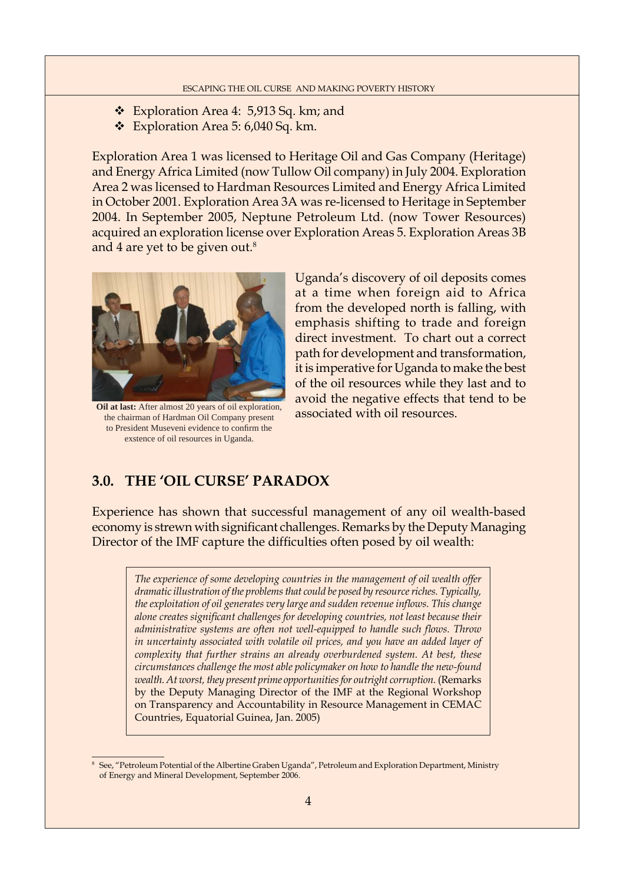- Exploration Area 4: 5,913 Sq. km; and
- Exploration Area 5: 6,040 Sq. km.

Exploration Area 1 was licensed to Heritage Oil and Gas Company (Heritage) and Energy Africa Limited (now Tullow Oil company) in July 2004. Exploration Area 2 was licensed to Hardman Resources Limited and Energy Africa Limited in October 2001. Exploration Area 3A was re-licensed to Heritage in September 2004. In September 2005, Neptune Petroleum Ltd. (now Tower Resources) acquired an exploration license over Exploration Areas 5. Exploration Areas 3B and 4 are yet to be given out.[8]

**Oil at last:** After almost 20 years of oil exploration, the chairman of Hardman Oil Company present to President Museveni evidence to confirm the exstence of oil resources in Uganda.

Uganda's discovery of oil deposits comes at a time when foreign aid to Africa from the developed north is falling, with emphasis shifting to trade and foreign direct investment. To chart out a correct path for development and transformation, it is imperative for Uganda to make the best of the oil resources while they last and to avoid the negative effects that tend to be associated with oil resources.

## 3.0. THE 'OIL CURSE' PARADOX

Experience has shown that successful management of any oil wealth-based economy is strewn with significant challenges. Remarks by the Deputy Managing Director of the IMF capture the difficulties often posed by oil wealth:

> *The experience of some developing countries in the management of oil wealth offer dramatic illustration of the problems that could be posed by resource riches. Typically, the exploitation of oil generates very large and sudden revenue inflows. This change alone creates significant challenges for developing countries, not least because their administrative systems are often not well-equipped to handle such flows. Throw in uncertainty associated with volatile oil prices, and you have an added layer of complexity that further strains an already overburdened system. At best, these circumstances challenge the most able policymaker on how to handle the new-found wealth. At worst, they present prime opportunities for outright corruption.* (Remarks by the Deputy Managing Director of the IMF at the Regional Workshop on Transparency and Accountability in Resource Management in CEMAC Countries, Equatorial Guinea, Jan. 2005)

[8] See, "Petroleum Potential of the Albertine Graben Uganda", Petroleum and Exploration Department, Ministry of Energy and Mineral Development, September 2006.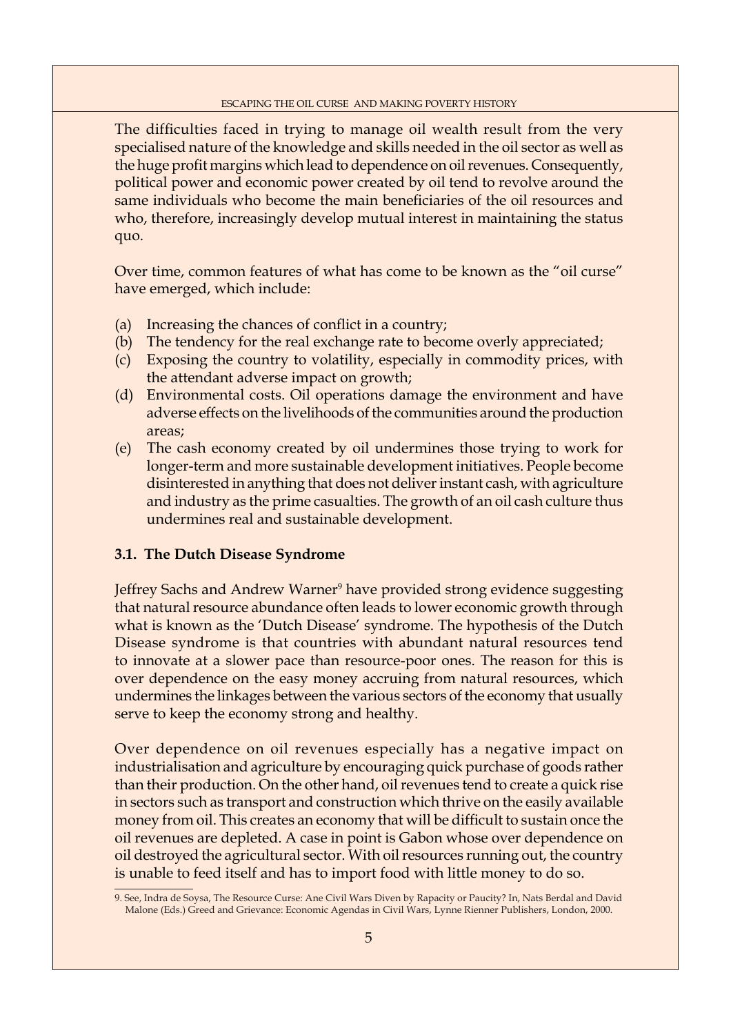The difficulties faced in trying to manage oil wealth result from the very specialised nature of the knowledge and skills needed in the oil sector as well as the huge profit margins which lead to dependence on oil revenues. Consequently, political power and economic power created by oil tend to revolve around the same individuals who become the main beneficiaries of the oil resources and who, therefore, increasingly develop mutual interest in maintaining the status quo.

Over time, common features of what has come to be known as the "oil curse" have emerged, which include:

(a) Increasing the chances of conflict in a country;
(b) The tendency for the real exchange rate to become overly appreciated;
(c) Exposing the country to volatility, especially in commodity prices, with the attendant adverse impact on growth;
(d) Environmental costs. Oil operations damage the environment and have adverse effects on the livelihoods of the communities around the production areas;
(e) The cash economy created by oil undermines those trying to work for longer-term and more sustainable development initiatives. People become disinterested in anything that does not deliver instant cash, with agriculture and industry as the prime casualties. The growth of an oil cash culture thus undermines real and sustainable development.

### 3.1. The Dutch Disease Syndrome

Jeffrey Sachs and Andrew Warner[9] have provided strong evidence suggesting that natural resource abundance often leads to lower economic growth through what is known as the 'Dutch Disease' syndrome. The hypothesis of the Dutch Disease syndrome is that countries with abundant natural resources tend to innovate at a slower pace than resource-poor ones. The reason for this is over dependence on the easy money accruing from natural resources, which undermines the linkages between the various sectors of the economy that usually serve to keep the economy strong and healthy.

Over dependence on oil revenues especially has a negative impact on industrialisation and agriculture by encouraging quick purchase of goods rather than their production. On the other hand, oil revenues tend to create a quick rise in sectors such as transport and construction which thrive on the easily available money from oil. This creates an economy that will be difficult to sustain once the oil revenues are depleted. A case in point is Gabon whose over dependence on oil destroyed the agricultural sector. With oil resources running out, the country is unable to feed itself and has to import food with little money to do so.

---

9. See, Indra de Soysa, The Resource Curse: Ane Civil Wars Diven by Rapacity or Paucity? In, Nats Berdal and David Malone (Eds.) Greed and Grievance: Economic Agendas in Civil Wars, Lynne Rienner Publishers, London, 2000.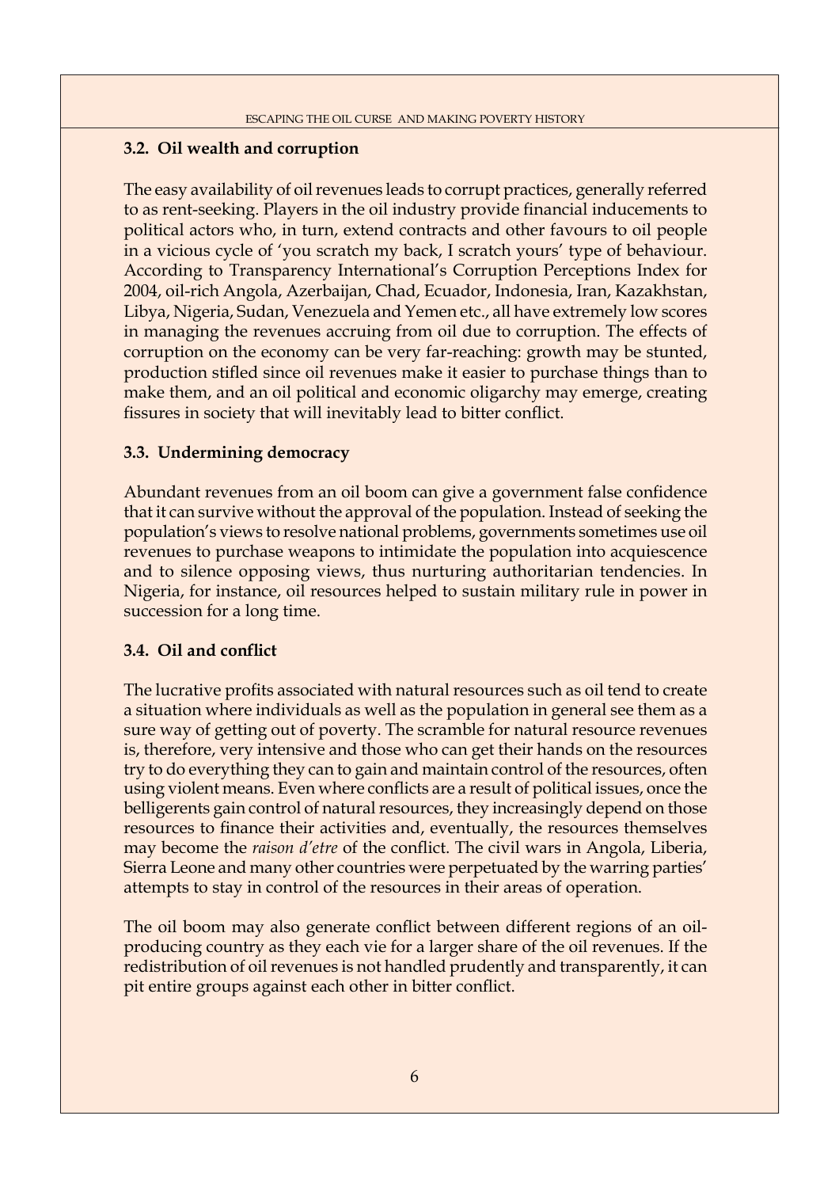### 3.2. Oil wealth and corruption

The easy availability of oil revenues leads to corrupt practices, generally referred to as rent-seeking. Players in the oil industry provide financial inducements to political actors who, in turn, extend contracts and other favours to oil people in a vicious cycle of 'you scratch my back, I scratch yours' type of behaviour. According to Transparency International's Corruption Perceptions Index for 2004, oil-rich Angola, Azerbaijan, Chad, Ecuador, Indonesia, Iran, Kazakhstan, Libya, Nigeria, Sudan, Venezuela and Yemen etc., all have extremely low scores in managing the revenues accruing from oil due to corruption. The effects of corruption on the economy can be very far-reaching: growth may be stunted, production stifled since oil revenues make it easier to purchase things than to make them, and an oil political and economic oligarchy may emerge, creating fissures in society that will inevitably lead to bitter conflict.

### 3.3. Undermining democracy

Abundant revenues from an oil boom can give a government false confidence that it can survive without the approval of the population. Instead of seeking the population's views to resolve national problems, governments sometimes use oil revenues to purchase weapons to intimidate the population into acquiescence and to silence opposing views, thus nurturing authoritarian tendencies. In Nigeria, for instance, oil resources helped to sustain military rule in power in succession for a long time.

### 3.4. Oil and conflict

The lucrative profits associated with natural resources such as oil tend to create a situation where individuals as well as the population in general see them as a sure way of getting out of poverty. The scramble for natural resource revenues is, therefore, very intensive and those who can get their hands on the resources try to do everything they can to gain and maintain control of the resources, often using violent means. Even where conflicts are a result of political issues, once the belligerents gain control of natural resources, they increasingly depend on those resources to finance their activities and, eventually, the resources themselves may become the *raison d'etre* of the conflict. The civil wars in Angola, Liberia, Sierra Leone and many other countries were perpetuated by the warring parties' attempts to stay in control of the resources in their areas of operation.

The oil boom may also generate conflict between different regions of an oil-producing country as they each vie for a larger share of the oil revenues. If the redistribution of oil revenues is not handled prudently and transparently, it can pit entire groups against each other in bitter conflict.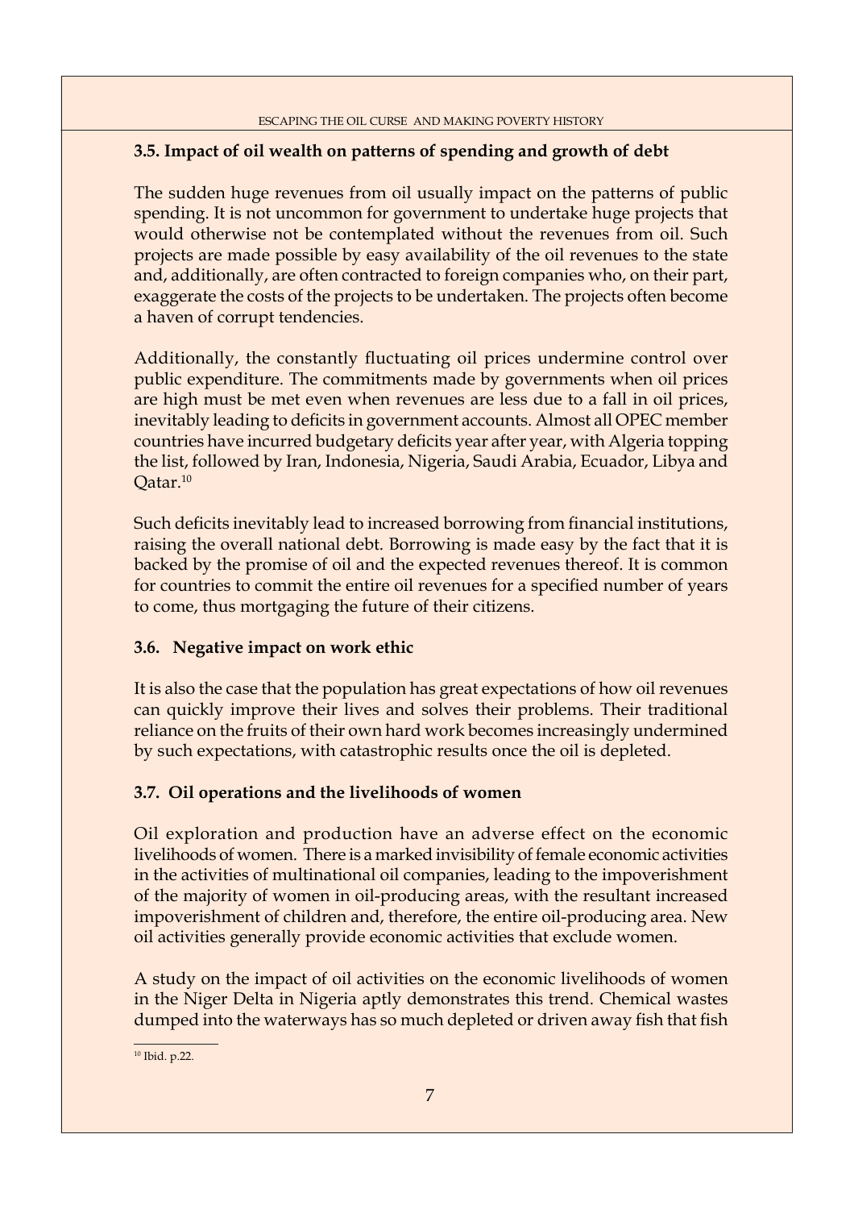### 3.5. Impact of oil wealth on patterns of spending and growth of debt

The sudden huge revenues from oil usually impact on the patterns of public spending. It is not uncommon for government to undertake huge projects that would otherwise not be contemplated without the revenues from oil. Such projects are made possible by easy availability of the oil revenues to the state and, additionally, are often contracted to foreign companies who, on their part, exaggerate the costs of the projects to be undertaken. The projects often become a haven of corrupt tendencies.

Additionally, the constantly fluctuating oil prices undermine control over public expenditure. The commitments made by governments when oil prices are high must be met even when revenues are less due to a fall in oil prices, inevitably leading to deficits in government accounts. Almost all OPEC member countries have incurred budgetary deficits year after year, with Algeria topping the list, followed by Iran, Indonesia, Nigeria, Saudi Arabia, Ecuador, Libya and Qatar.[10]

Such deficits inevitably lead to increased borrowing from financial institutions, raising the overall national debt. Borrowing is made easy by the fact that it is backed by the promise of oil and the expected revenues thereof. It is common for countries to commit the entire oil revenues for a specified number of years to come, thus mortgaging the future of their citizens.

### 3.6. Negative impact on work ethic

It is also the case that the population has great expectations of how oil revenues can quickly improve their lives and solves their problems. Their traditional reliance on the fruits of their own hard work becomes increasingly undermined by such expectations, with catastrophic results once the oil is depleted.

### 3.7. Oil operations and the livelihoods of women

Oil exploration and production have an adverse effect on the economic livelihoods of women. There is a marked invisibility of female economic activities in the activities of multinational oil companies, leading to the impoverishment of the majority of women in oil-producing areas, with the resultant increased impoverishment of children and, therefore, the entire oil-producing area. New oil activities generally provide economic activities that exclude women.

A study on the impact of oil activities on the economic livelihoods of women in the Niger Delta in Nigeria aptly demonstrates this trend. Chemical wastes dumped into the waterways has so much depleted or driven away fish that fish

---

[10] Ibid. p.22.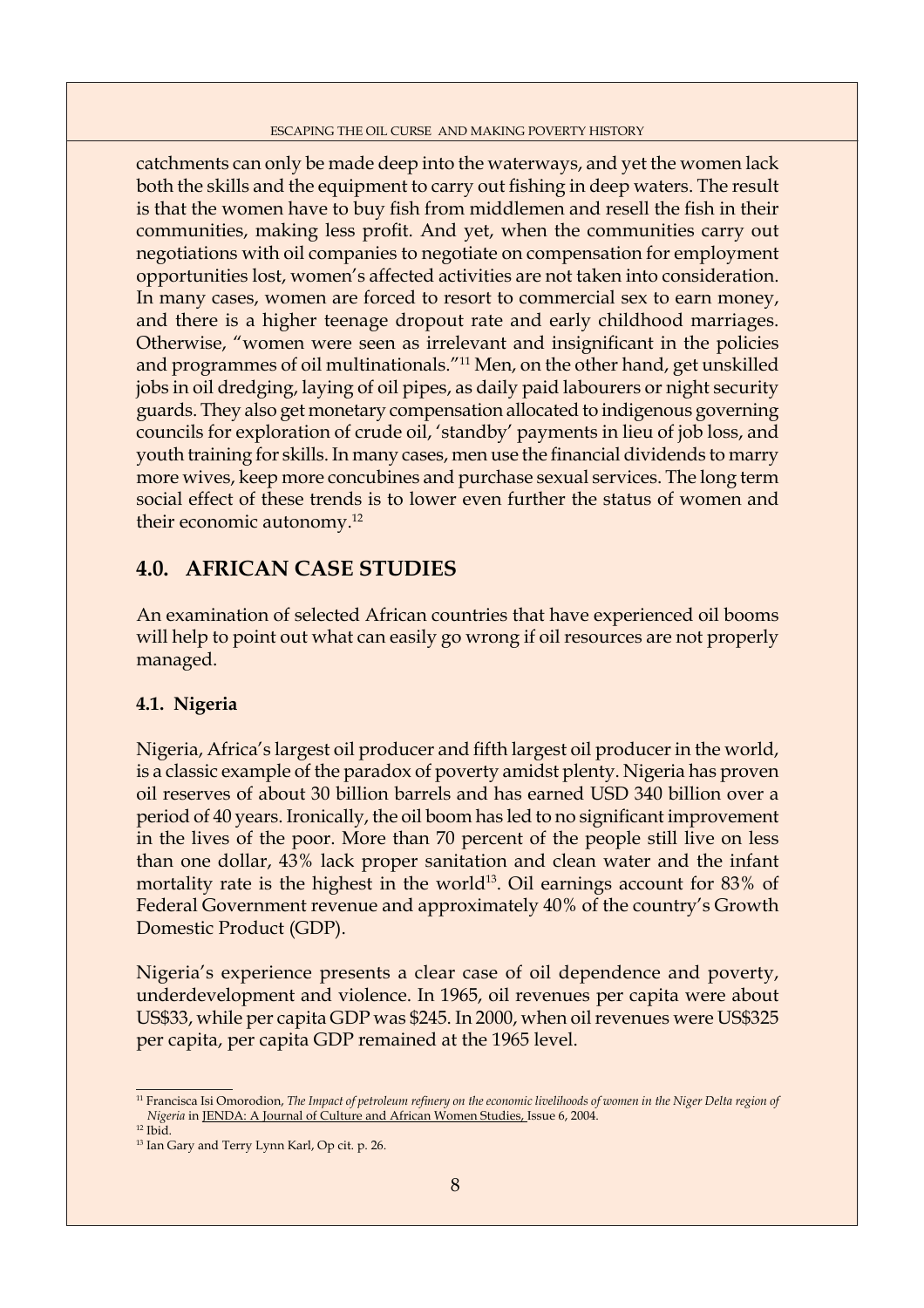catchments can only be made deep into the waterways, and yet the women lack both the skills and the equipment to carry out fishing in deep waters. The result is that the women have to buy fish from middlemen and resell the fish in their communities, making less profit. And yet, when the communities carry out negotiations with oil companies to negotiate on compensation for employment opportunities lost, women's affected activities are not taken into consideration. In many cases, women are forced to resort to commercial sex to earn money, and there is a higher teenage dropout rate and early childhood marriages. Otherwise, "women were seen as irrelevant and insignificant in the policies and programmes of oil multinationals."[11] Men, on the other hand, get unskilled jobs in oil dredging, laying of oil pipes, as daily paid labourers or night security guards. They also get monetary compensation allocated to indigenous governing councils for exploration of crude oil, 'standby' payments in lieu of job loss, and youth training for skills. In many cases, men use the financial dividends to marry more wives, keep more concubines and purchase sexual services. The long term social effect of these trends is to lower even further the status of women and their economic autonomy.[12]

## 4.0. AFRICAN CASE STUDIES

An examination of selected African countries that have experienced oil booms will help to point out what can easily go wrong if oil resources are not properly managed.

### 4.1. Nigeria

Nigeria, Africa's largest oil producer and fifth largest oil producer in the world, is a classic example of the paradox of poverty amidst plenty. Nigeria has proven oil reserves of about 30 billion barrels and has earned USD 340 billion over a period of 40 years. Ironically, the oil boom has led to no significant improvement in the lives of the poor. More than 70 percent of the people still live on less than one dollar, 43% lack proper sanitation and clean water and the infant mortality rate is the highest in the world[13]. Oil earnings account for 83% of Federal Government revenue and approximately 40% of the country's Growth Domestic Product (GDP).

Nigeria's experience presents a clear case of oil dependence and poverty, underdevelopment and violence. In 1965, oil revenues per capita were about US$33, while per capita GDP was $245. In 2000, when oil revenues were US$325 per capita, per capita GDP remained at the 1965 level.

---

[11] Francisca Isi Omorodion, *The Impact of petroleum refinery on the economic livelihoods of women in the Niger Delta region of Nigeria* in JENDA: A Journal of Culture and African Women Studies, Issue 6, 2004.

[12] Ibid.

[13] Ian Gary and Terry Lynn Karl, Op cit. p. 26.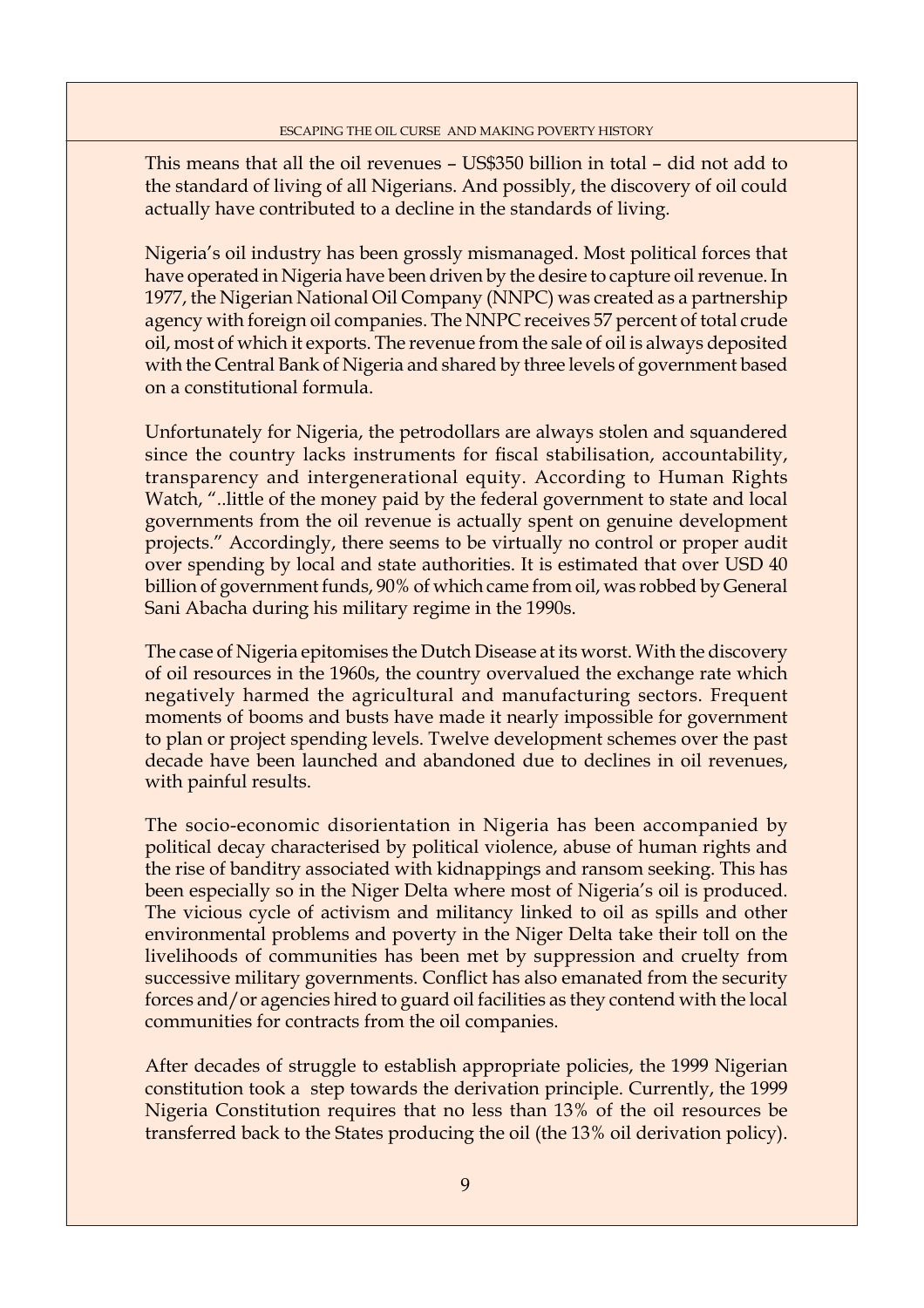This means that all the oil revenues – US$350 billion in total – did not add to the standard of living of all Nigerians. And possibly, the discovery of oil could actually have contributed to a decline in the standards of living.

Nigeria's oil industry has been grossly mismanaged. Most political forces that have operated in Nigeria have been driven by the desire to capture oil revenue. In 1977, the Nigerian National Oil Company (NNPC) was created as a partnership agency with foreign oil companies. The NNPC receives 57 percent of total crude oil, most of which it exports. The revenue from the sale of oil is always deposited with the Central Bank of Nigeria and shared by three levels of government based on a constitutional formula.

Unfortunately for Nigeria, the petrodollars are always stolen and squandered since the country lacks instruments for fiscal stabilisation, accountability, transparency and intergenerational equity. According to Human Rights Watch, "..little of the money paid by the federal government to state and local governments from the oil revenue is actually spent on genuine development projects." Accordingly, there seems to be virtually no control or proper audit over spending by local and state authorities. It is estimated that over USD 40 billion of government funds, 90% of which came from oil, was robbed by General Sani Abacha during his military regime in the 1990s.

The case of Nigeria epitomises the Dutch Disease at its worst. With the discovery of oil resources in the 1960s, the country overvalued the exchange rate which negatively harmed the agricultural and manufacturing sectors. Frequent moments of booms and busts have made it nearly impossible for government to plan or project spending levels. Twelve development schemes over the past decade have been launched and abandoned due to declines in oil revenues, with painful results.

The socio-economic disorientation in Nigeria has been accompanied by political decay characterised by political violence, abuse of human rights and the rise of banditry associated with kidnappings and ransom seeking. This has been especially so in the Niger Delta where most of Nigeria's oil is produced. The vicious cycle of activism and militancy linked to oil as spills and other environmental problems and poverty in the Niger Delta take their toll on the livelihoods of communities has been met by suppression and cruelty from successive military governments. Conflict has also emanated from the security forces and/or agencies hired to guard oil facilities as they contend with the local communities for contracts from the oil companies.

After decades of struggle to establish appropriate policies, the 1999 Nigerian constitution took a step towards the derivation principle. Currently, the 1999 Nigeria Constitution requires that no less than 13% of the oil resources be transferred back to the States producing the oil (the 13% oil derivation policy).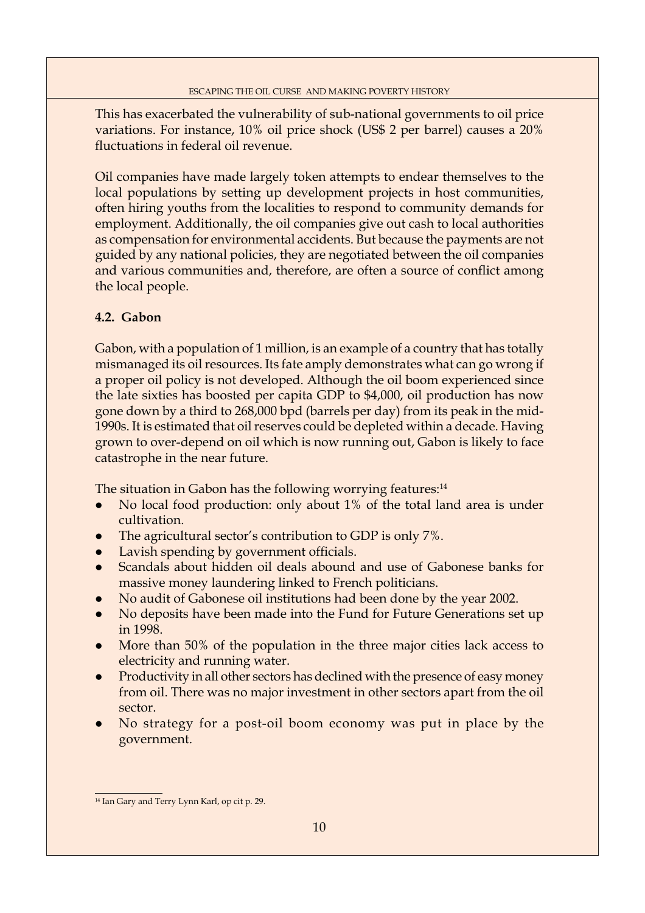This has exacerbated the vulnerability of sub-national governments to oil price variations. For instance, 10% oil price shock (US$ 2 per barrel) causes a 20% fluctuations in federal oil revenue.

Oil companies have made largely token attempts to endear themselves to the local populations by setting up development projects in host communities, often hiring youths from the localities to respond to community demands for employment. Additionally, the oil companies give out cash to local authorities as compensation for environmental accidents. But because the payments are not guided by any national policies, they are negotiated between the oil companies and various communities and, therefore, are often a source of conflict among the local people.

### 4.2. Gabon

Gabon, with a population of 1 million, is an example of a country that has totally mismanaged its oil resources. Its fate amply demonstrates what can go wrong if a proper oil policy is not developed. Although the oil boom experienced since the late sixties has boosted per capita GDP to $4,000, oil production has now gone down by a third to 268,000 bpd (barrels per day) from its peak in the mid-1990s. It is estimated that oil reserves could be depleted within a decade. Having grown to over-depend on oil which is now running out, Gabon is likely to face catastrophe in the near future.

The situation in Gabon has the following worrying features:[14]

- No local food production: only about 1% of the total land area is under cultivation.
- The agricultural sector's contribution to GDP is only 7%.
- Lavish spending by government officials.
- Scandals about hidden oil deals abound and use of Gabonese banks for massive money laundering linked to French politicians.
- No audit of Gabonese oil institutions had been done by the year 2002.
- No deposits have been made into the Fund for Future Generations set up in 1998.
- More than 50% of the population in the three major cities lack access to electricity and running water.
- Productivity in all other sectors has declined with the presence of easy money from oil. There was no major investment in other sectors apart from the oil sector.
- No strategy for a post-oil boom economy was put in place by the government.

---

[14] Ian Gary and Terry Lynn Karl, op cit p. 29.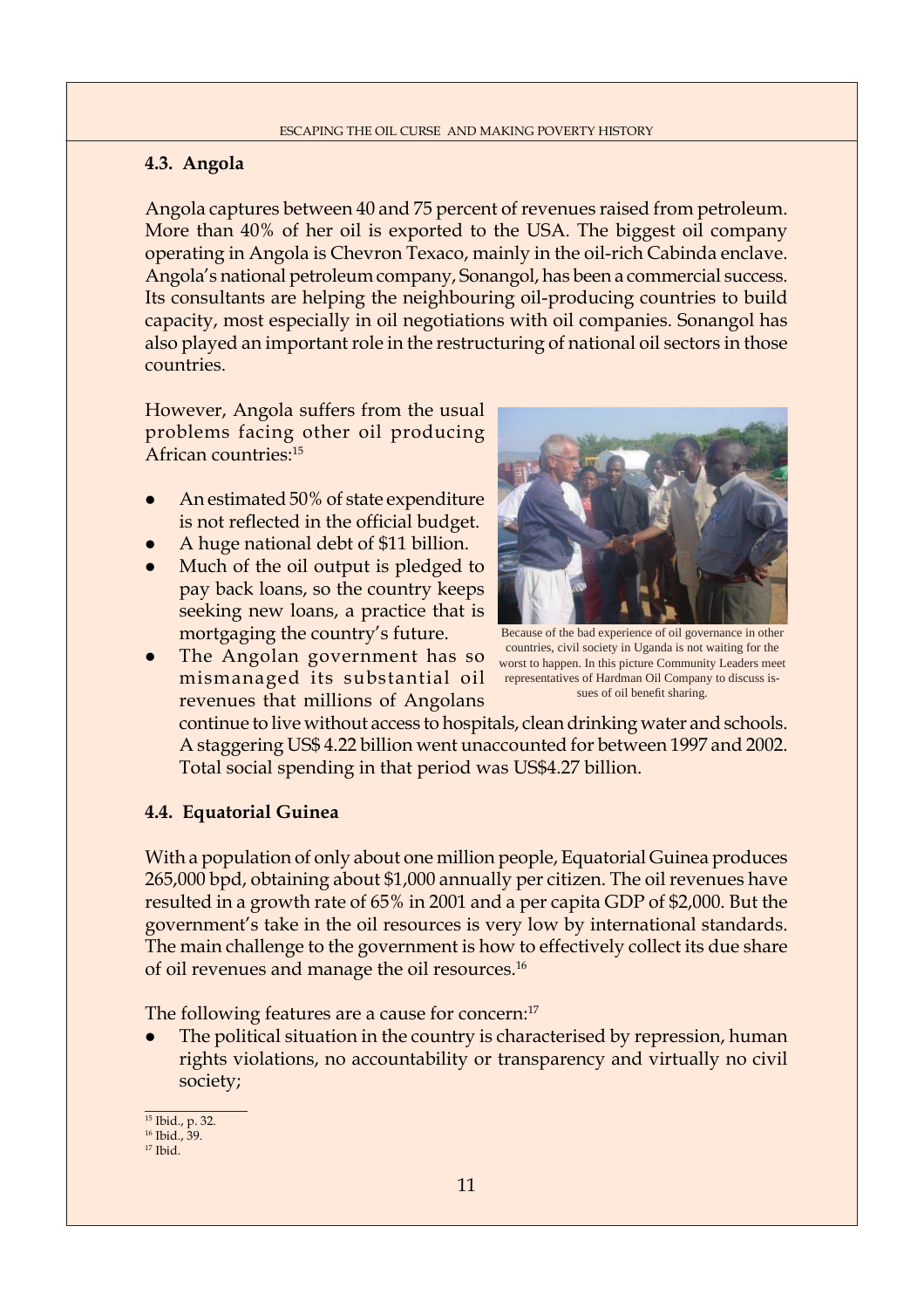## 4.3. Angola

Angola captures between 40 and 75 percent of revenues raised from petroleum. More than 40% of her oil is exported to the USA. The biggest oil company operating in Angola is Chevron Texaco, mainly in the oil-rich Cabinda enclave. Angola's national petroleum company, Sonangol, has been a commercial success. Its consultants are helping the neighbouring oil-producing countries to build capacity, most especially in oil negotiations with oil companies. Sonangol has also played an important role in the restructuring of national oil sectors in those countries.

However, Angola suffers from the usual problems facing other oil producing African countries:[15]

- An estimated 50% of state expenditure is not reflected in the official budget.
- A huge national debt of $11 billion.
- Much of the oil output is pledged to pay back loans, so the country keeps seeking new loans, a practice that is mortgaging the country's future.
- The Angolan government has so mismanaged its substantial oil revenues that millions of Angolans continue to live without access to hospitals, clean drinking water and schools. A staggering US$ 4.22 billion went unaccounted for between 1997 and 2002. Total social spending in that period was US$4.27 billion.

Because of the bad experience of oil governance in other countries, civil society in Uganda is not waiting for the worst to happen. In this picture Community Leaders meet representatives of Hardman Oil Company to discuss issues of oil benefit sharing.

## 4.4. Equatorial Guinea

With a population of only about one million people, Equatorial Guinea produces 265,000 bpd, obtaining about $1,000 annually per citizen. The oil revenues have resulted in a growth rate of 65% in 2001 and a per capita GDP of $2,000. But the government's take in the oil resources is very low by international standards. The main challenge to the government is how to effectively collect its due share of oil revenues and manage the oil resources.[16]

The following features are a cause for concern:[17]

- The political situation in the country is characterised by repression, human rights violations, no accountability or transparency and virtually no civil society;

---

[15] Ibid., p. 32.
[16] Ibid., 39.
[17] Ibid.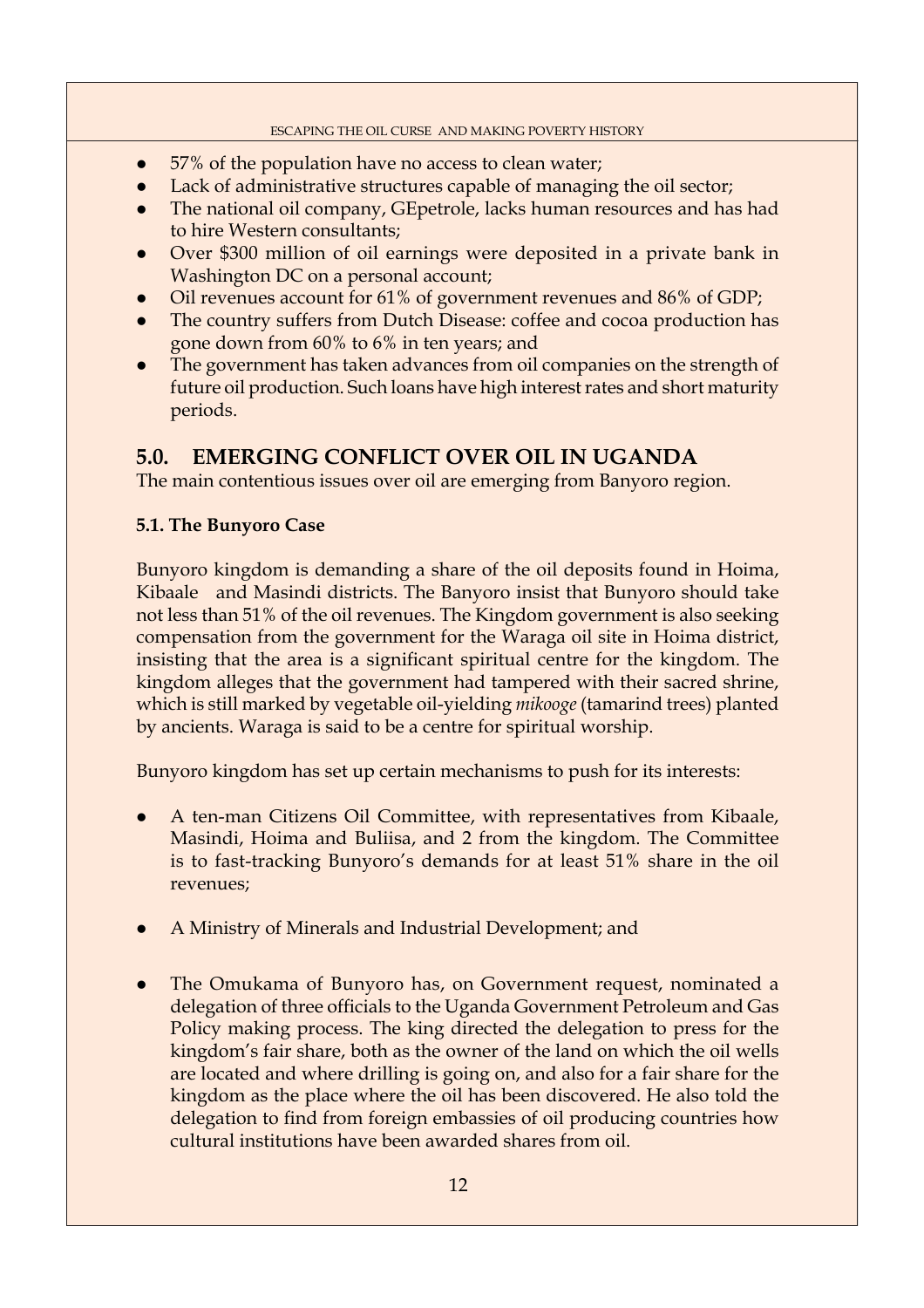- 57% of the population have no access to clean water;
- Lack of administrative structures capable of managing the oil sector;
- The national oil company, GEpetrole, lacks human resources and has had to hire Western consultants;
- Over $300 million of oil earnings were deposited in a private bank in Washington DC on a personal account;
- Oil revenues account for 61% of government revenues and 86% of GDP;
- The country suffers from Dutch Disease: coffee and cocoa production has gone down from 60% to 6% in ten years; and
- The government has taken advances from oil companies on the strength of future oil production. Such loans have high interest rates and short maturity periods.

## 5.0. EMERGING CONFLICT OVER OIL IN UGANDA

The main contentious issues over oil are emerging from Banyoro region.

### 5.1. The Bunyoro Case

Bunyoro kingdom is demanding a share of the oil deposits found in Hoima, Kibaale and Masindi districts. The Banyoro insist that Bunyoro should take not less than 51% of the oil revenues. The Kingdom government is also seeking compensation from the government for the Waraga oil site in Hoima district, insisting that the area is a significant spiritual centre for the kingdom. The kingdom alleges that the government had tampered with their sacred shrine, which is still marked by vegetable oil-yielding *mikooge* (tamarind trees) planted by ancients. Waraga is said to be a centre for spiritual worship.

Bunyoro kingdom has set up certain mechanisms to push for its interests:

- A ten-man Citizens Oil Committee, with representatives from Kibaale, Masindi, Hoima and Buliisa, and 2 from the kingdom. The Committee is to fast-tracking Bunyoro's demands for at least 51% share in the oil revenues;

- A Ministry of Minerals and Industrial Development; and

- The Omukama of Bunyoro has, on Government request, nominated a delegation of three officials to the Uganda Government Petroleum and Gas Policy making process. The king directed the delegation to press for the kingdom's fair share, both as the owner of the land on which the oil wells are located and where drilling is going on, and also for a fair share for the kingdom as the place where the oil has been discovered. He also told the delegation to find from foreign embassies of oil producing countries how cultural institutions have been awarded shares from oil.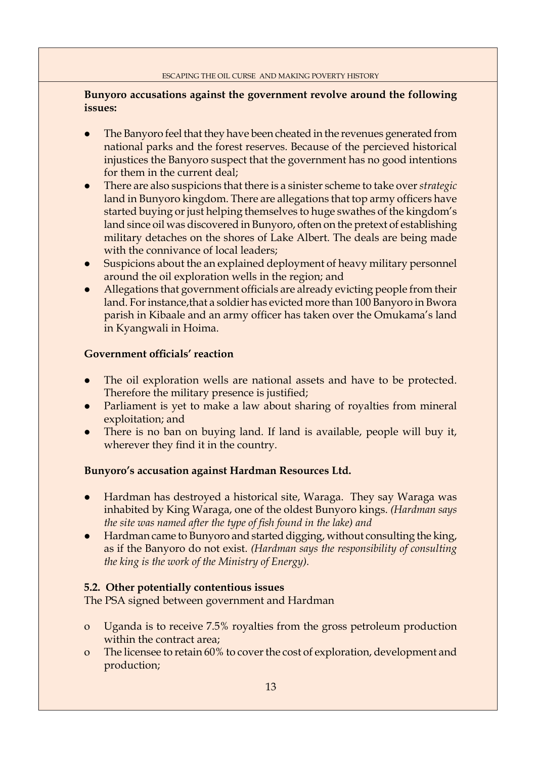**Bunyoro accusations against the government revolve around the following issues:**

- The Banyoro feel that they have been cheated in the revenues generated from national parks and the forest reserves. Because of the percieved historical injustices the Banyoro suspect that the government has no good intentions for them in the current deal;
- There are also suspicions that there is a sinister scheme to take over *strategic* land in Bunyoro kingdom. There are allegations that top army officers have started buying or just helping themselves to huge swathes of the kingdom's land since oil was discovered in Bunyoro, often on the pretext of establishing military detaches on the shores of Lake Albert. The deals are being made with the connivance of local leaders;
- Suspicions about the an explained deployment of heavy military personnel around the oil exploration wells in the region; and
- Allegations that government officials are already evicting people from their land. For instance,that a soldier has evicted more than 100 Banyoro in Bwora parish in Kibaale and an army officer has taken over the Omukama's land in Kyangwali in Hoima.

**Government officials' reaction**

- The oil exploration wells are national assets and have to be protected. Therefore the military presence is justified;
- Parliament is yet to make a law about sharing of royalties from mineral exploitation; and
- There is no ban on buying land. If land is available, people will buy it, wherever they find it in the country.

**Bunyoro's accusation against Hardman Resources Ltd.**

- Hardman has destroyed a historical site, Waraga. They say Waraga was inhabited by King Waraga, one of the oldest Bunyoro kings. *(Hardman says the site was named after the type of fish found in the lake) and*
- Hardman came to Bunyoro and started digging, without consulting the king, as if the Banyoro do not exist. *(Hardman says the responsibility of consulting the king is the work of the Ministry of Energy).*

### 5.2. Other potentially contentious issues

The PSA signed between government and Hardman

- Uganda is to receive 7.5% royalties from the gross petroleum production within the contract area;
- The licensee to retain 60% to cover the cost of exploration, development and production;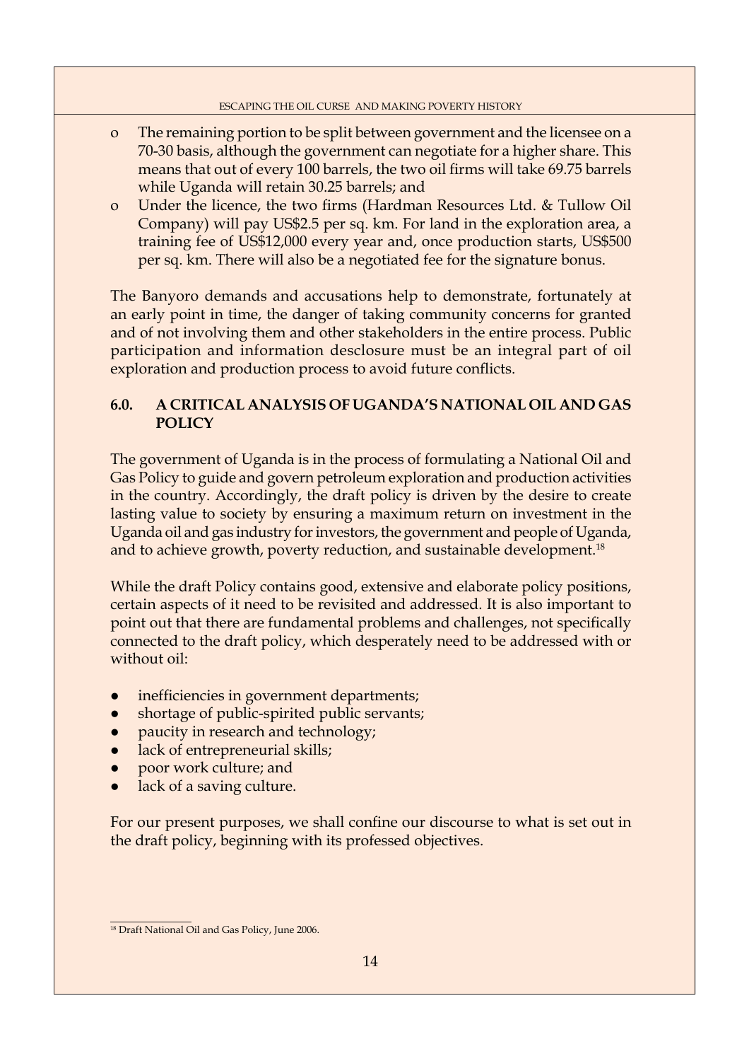- The remaining portion to be split between government and the licensee on a 70-30 basis, although the government can negotiate for a higher share. This means that out of every 100 barrels, the two oil firms will take 69.75 barrels while Uganda will retain 30.25 barrels; and
- Under the licence, the two firms (Hardman Resources Ltd. & Tullow Oil Company) will pay US$2.5 per sq. km. For land in the exploration area, a training fee of US$12,000 every year and, once production starts, US$500 per sq. km. There will also be a negotiated fee for the signature bonus.

The Banyoro demands and accusations help to demonstrate, fortunately at an early point in time, the danger of taking community concerns for granted and of not involving them and other stakeholders in the entire process. Public participation and information desclosure must be an integral part of oil exploration and production process to avoid future conflicts.

## 6.0. A CRITICAL ANALYSIS OF UGANDA'S NATIONAL OIL AND GAS POLICY

The government of Uganda is in the process of formulating a National Oil and Gas Policy to guide and govern petroleum exploration and production activities in the country. Accordingly, the draft policy is driven by the desire to create lasting value to society by ensuring a maximum return on investment in the Uganda oil and gas industry for investors, the government and people of Uganda, and to achieve growth, poverty reduction, and sustainable development.[18]

While the draft Policy contains good, extensive and elaborate policy positions, certain aspects of it need to be revisited and addressed. It is also important to point out that there are fundamental problems and challenges, not specifically connected to the draft policy, which desperately need to be addressed with or without oil:

- inefficiencies in government departments;
- shortage of public-spirited public servants;
- paucity in research and technology;
- lack of entrepreneurial skills;
- poor work culture; and
- lack of a saving culture.

For our present purposes, we shall confine our discourse to what is set out in the draft policy, beginning with its professed objectives.

[18] Draft National Oil and Gas Policy, June 2006.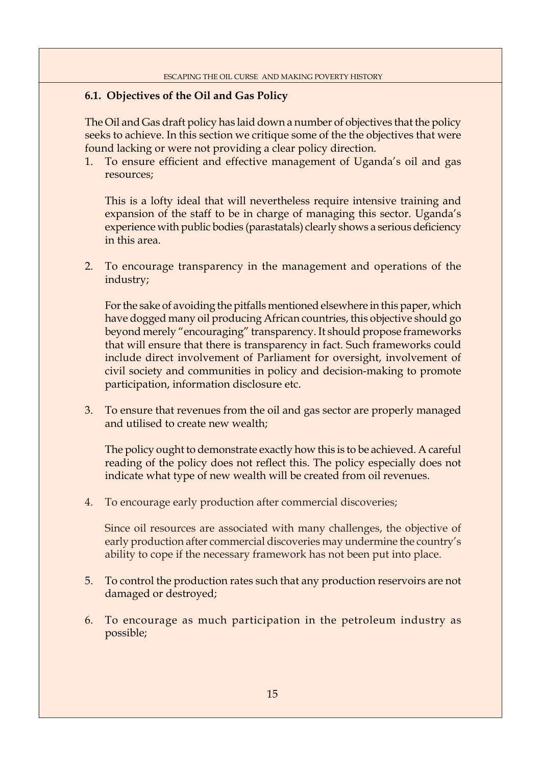### 6.1. Objectives of the Oil and Gas Policy

The Oil and Gas draft policy has laid down a number of objectives that the policy seeks to achieve. In this section we critique some of the the objectives that were found lacking or were not providing a clear policy direction.

1. To ensure efficient and effective management of Uganda's oil and gas resources;

   This is a lofty ideal that will nevertheless require intensive training and expansion of the staff to be in charge of managing this sector. Uganda's experience with public bodies (parastatals) clearly shows a serious deficiency in this area.

2. To encourage transparency in the management and operations of the industry;

   For the sake of avoiding the pitfalls mentioned elsewhere in this paper, which have dogged many oil producing African countries, this objective should go beyond merely "encouraging" transparency. It should propose frameworks that will ensure that there is transparency in fact. Such frameworks could include direct involvement of Parliament for oversight, involvement of civil society and communities in policy and decision-making to promote participation, information disclosure etc.

3. To ensure that revenues from the oil and gas sector are properly managed and utilised to create new wealth;

   The policy ought to demonstrate exactly how this is to be achieved. A careful reading of the policy does not reflect this. The policy especially does not indicate what type of new wealth will be created from oil revenues.

4. To encourage early production after commercial discoveries;

   Since oil resources are associated with many challenges, the objective of early production after commercial discoveries may undermine the country's ability to cope if the necessary framework has not been put into place.

5. To control the production rates such that any production reservoirs are not damaged or destroyed;

6. To encourage as much participation in the petroleum industry as possible;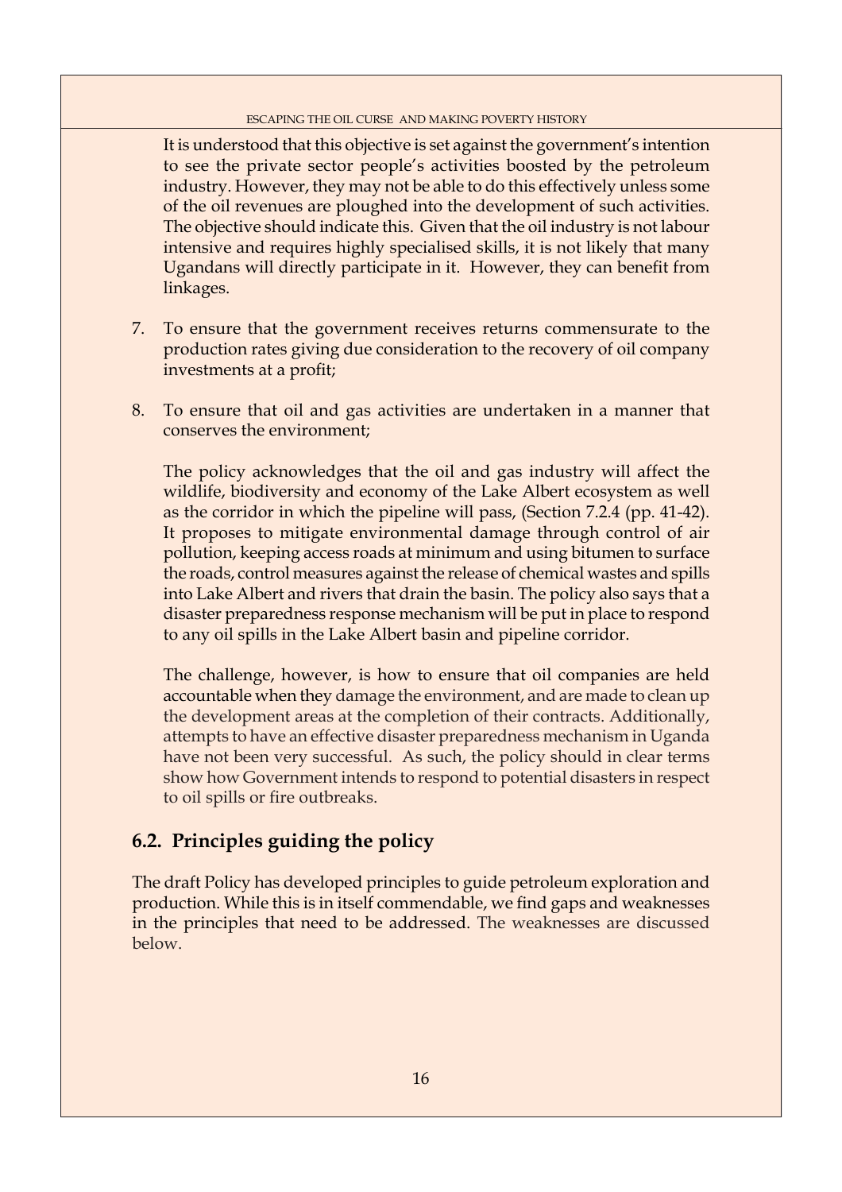It is understood that this objective is set against the government's intention to see the private sector people's activities boosted by the petroleum industry. However, they may not be able to do this effectively unless some of the oil revenues are ploughed into the development of such activities. The objective should indicate this. Given that the oil industry is not labour intensive and requires highly specialised skills, it is not likely that many Ugandans will directly participate in it. However, they can benefit from linkages.

7. To ensure that the government receives returns commensurate to the production rates giving due consideration to the recovery of oil company investments at a profit;

8. To ensure that oil and gas activities are undertaken in a manner that conserves the environment;

   The policy acknowledges that the oil and gas industry will affect the wildlife, biodiversity and economy of the Lake Albert ecosystem as well as the corridor in which the pipeline will pass, (Section 7.2.4 (pp. 41-42). It proposes to mitigate environmental damage through control of air pollution, keeping access roads at minimum and using bitumen to surface the roads, control measures against the release of chemical wastes and spills into Lake Albert and rivers that drain the basin. The policy also says that a disaster preparedness response mechanism will be put in place to respond to any oil spills in the Lake Albert basin and pipeline corridor.

   The challenge, however, is how to ensure that oil companies are held accountable when they damage the environment, and are made to clean up the development areas at the completion of their contracts. Additionally, attempts to have an effective disaster preparedness mechanism in Uganda have not been very successful. As such, the policy should in clear terms show how Government intends to respond to potential disasters in respect to oil spills or fire outbreaks.

## 6.2. Principles guiding the policy

The draft Policy has developed principles to guide petroleum exploration and production. While this is in itself commendable, we find gaps and weaknesses in the principles that need to be addressed. The weaknesses are discussed below.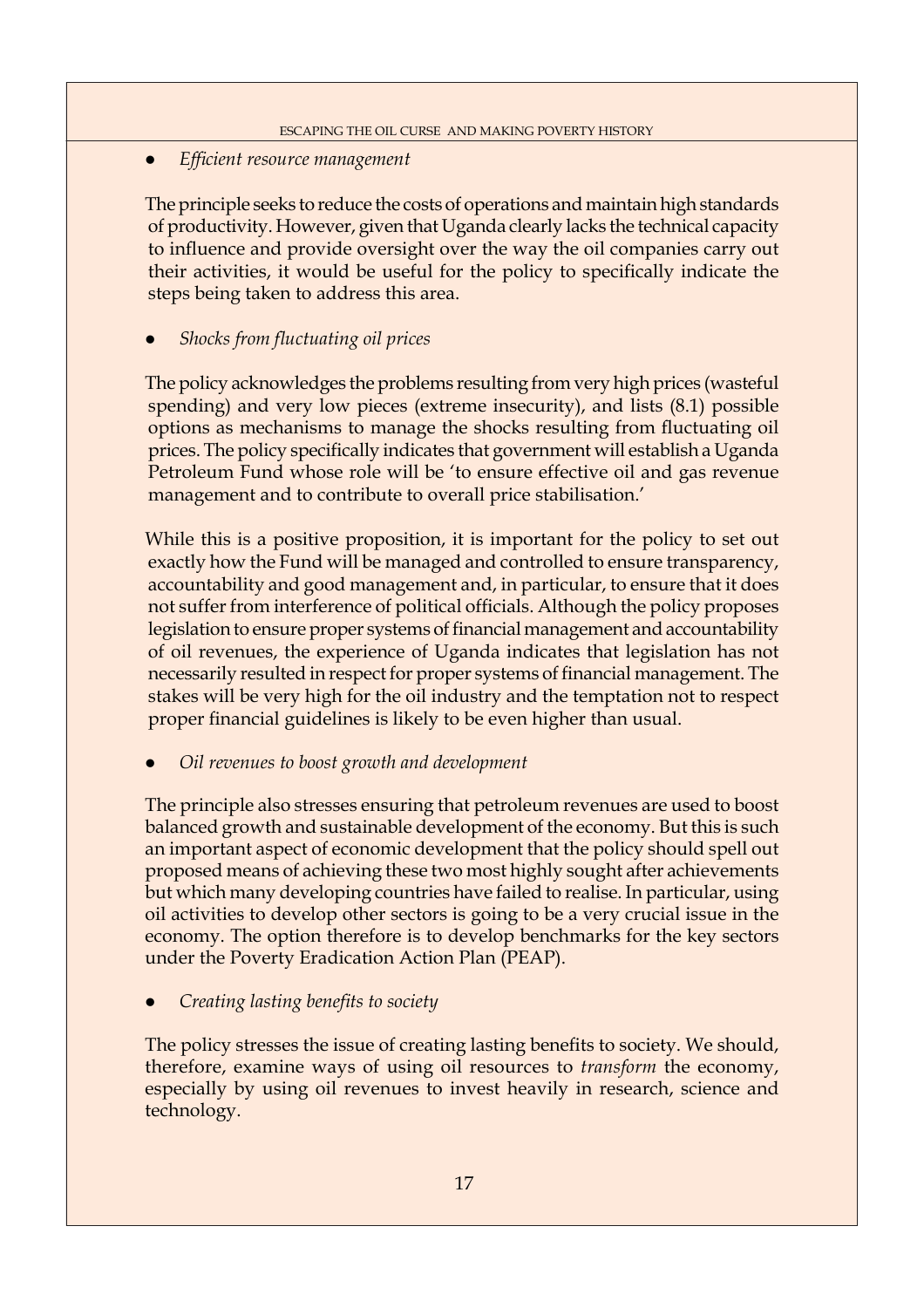- *Efficient resource management*

The principle seeks to reduce the costs of operations and maintain high standards of productivity. However, given that Uganda clearly lacks the technical capacity to influence and provide oversight over the way the oil companies carry out their activities, it would be useful for the policy to specifically indicate the steps being taken to address this area.

- *Shocks from fluctuating oil prices*

The policy acknowledges the problems resulting from very high prices (wasteful spending) and very low pieces (extreme insecurity), and lists (8.1) possible options as mechanisms to manage the shocks resulting from fluctuating oil prices. The policy specifically indicates that government will establish a Uganda Petroleum Fund whose role will be 'to ensure effective oil and gas revenue management and to contribute to overall price stabilisation.'

While this is a positive proposition, it is important for the policy to set out exactly how the Fund will be managed and controlled to ensure transparency, accountability and good management and, in particular, to ensure that it does not suffer from interference of political officials. Although the policy proposes legislation to ensure proper systems of financial management and accountability of oil revenues, the experience of Uganda indicates that legislation has not necessarily resulted in respect for proper systems of financial management. The stakes will be very high for the oil industry and the temptation not to respect proper financial guidelines is likely to be even higher than usual.

- *Oil revenues to boost growth and development*

The principle also stresses ensuring that petroleum revenues are used to boost balanced growth and sustainable development of the economy. But this is such an important aspect of economic development that the policy should spell out proposed means of achieving these two most highly sought after achievements but which many developing countries have failed to realise. In particular, using oil activities to develop other sectors is going to be a very crucial issue in the economy. The option therefore is to develop benchmarks for the key sectors under the Poverty Eradication Action Plan (PEAP).

- *Creating lasting benefits to society*

The policy stresses the issue of creating lasting benefits to society. We should, therefore, examine ways of using oil resources to *transform* the economy, especially by using oil revenues to invest heavily in research, science and technology.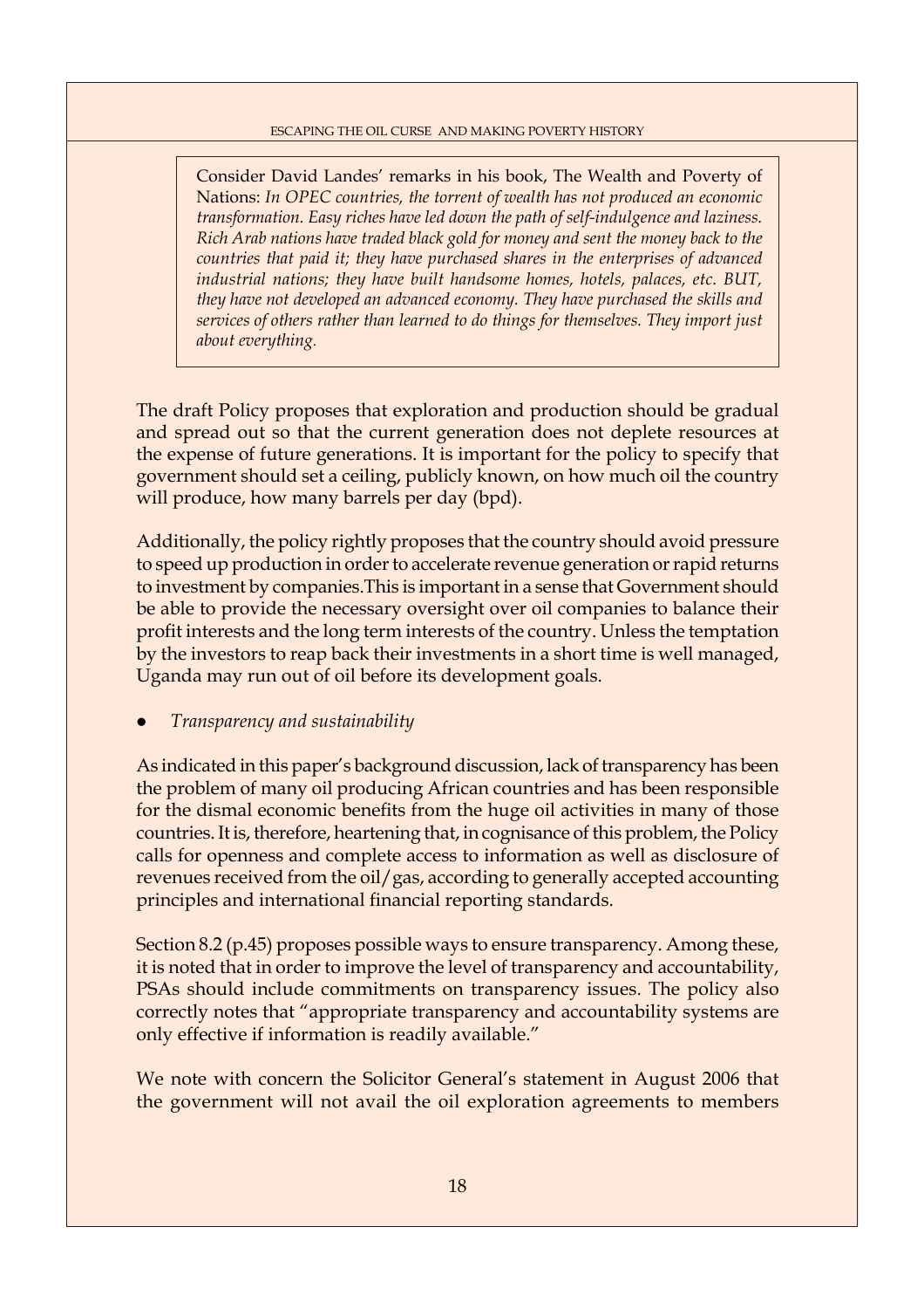Consider David Landes' remarks in his book, The Wealth and Poverty of Nations: *In OPEC countries, the torrent of wealth has not produced an economic transformation. Easy riches have led down the path of self-indulgence and laziness. Rich Arab nations have traded black gold for money and sent the money back to the countries that paid it; they have purchased shares in the enterprises of advanced industrial nations; they have built handsome homes, hotels, palaces, etc. BUT, they have not developed an advanced economy. They have purchased the skills and services of others rather than learned to do things for themselves. They import just about everything.*

The draft Policy proposes that exploration and production should be gradual and spread out so that the current generation does not deplete resources at the expense of future generations. It is important for the policy to specify that government should set a ceiling, publicly known, on how much oil the country will produce, how many barrels per day (bpd).

Additionally, the policy rightly proposes that the country should avoid pressure to speed up production in order to accelerate revenue generation or rapid returns to investment by companies.This is important in a sense that Government should be able to provide the necessary oversight over oil companies to balance their profit interests and the long term interests of the country. Unless the temptation by the investors to reap back their investments in a short time is well managed, Uganda may run out of oil before its development goals.

- *Transparency and sustainability*

As indicated in this paper's background discussion, lack of transparency has been the problem of many oil producing African countries and has been responsible for the dismal economic benefits from the huge oil activities in many of those countries. It is, therefore, heartening that, in cognisance of this problem, the Policy calls for openness and complete access to information as well as disclosure of revenues received from the oil/gas, according to generally accepted accounting principles and international financial reporting standards.

Section 8.2 (p.45) proposes possible ways to ensure transparency. Among these, it is noted that in order to improve the level of transparency and accountability, PSAs should include commitments on transparency issues. The policy also correctly notes that "appropriate transparency and accountability systems are only effective if information is readily available."

We note with concern the Solicitor General's statement in August 2006 that the government will not avail the oil exploration agreements to members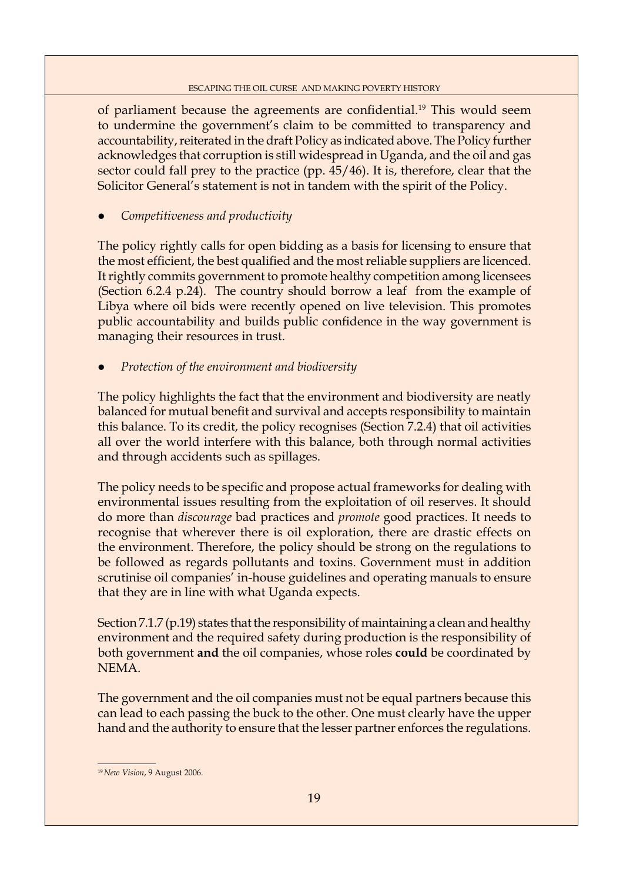of parliament because the agreements are confidential.[19] This would seem to undermine the government's claim to be committed to transparency and accountability, reiterated in the draft Policy as indicated above. The Policy further acknowledges that corruption is still widespread in Uganda, and the oil and gas sector could fall prey to the practice (pp. 45/46). It is, therefore, clear that the Solicitor General's statement is not in tandem with the spirit of the Policy.

- *Competitiveness and productivity*

The policy rightly calls for open bidding as a basis for licensing to ensure that the most efficient, the best qualified and the most reliable suppliers are licenced. It rightly commits government to promote healthy competition among licensees (Section 6.2.4 p.24). The country should borrow a leaf from the example of Libya where oil bids were recently opened on live television. This promotes public accountability and builds public confidence in the way government is managing their resources in trust.

- *Protection of the environment and biodiversity*

The policy highlights the fact that the environment and biodiversity are neatly balanced for mutual benefit and survival and accepts responsibility to maintain this balance. To its credit, the policy recognises (Section 7.2.4) that oil activities all over the world interfere with this balance, both through normal activities and through accidents such as spillages.

The policy needs to be specific and propose actual frameworks for dealing with environmental issues resulting from the exploitation of oil reserves. It should do more than *discourage* bad practices and *promote* good practices. It needs to recognise that wherever there is oil exploration, there are drastic effects on the environment. Therefore, the policy should be strong on the regulations to be followed as regards pollutants and toxins. Government must in addition scrutinise oil companies' in-house guidelines and operating manuals to ensure that they are in line with what Uganda expects.

Section 7.1.7 (p.19) states that the responsibility of maintaining a clean and healthy environment and the required safety during production is the responsibility of both government **and** the oil companies, whose roles **could** be coordinated by NEMA.

The government and the oil companies must not be equal partners because this can lead to each passing the buck to the other. One must clearly have the upper hand and the authority to ensure that the lesser partner enforces the regulations.

[19] *New Vision*, 9 August 2006.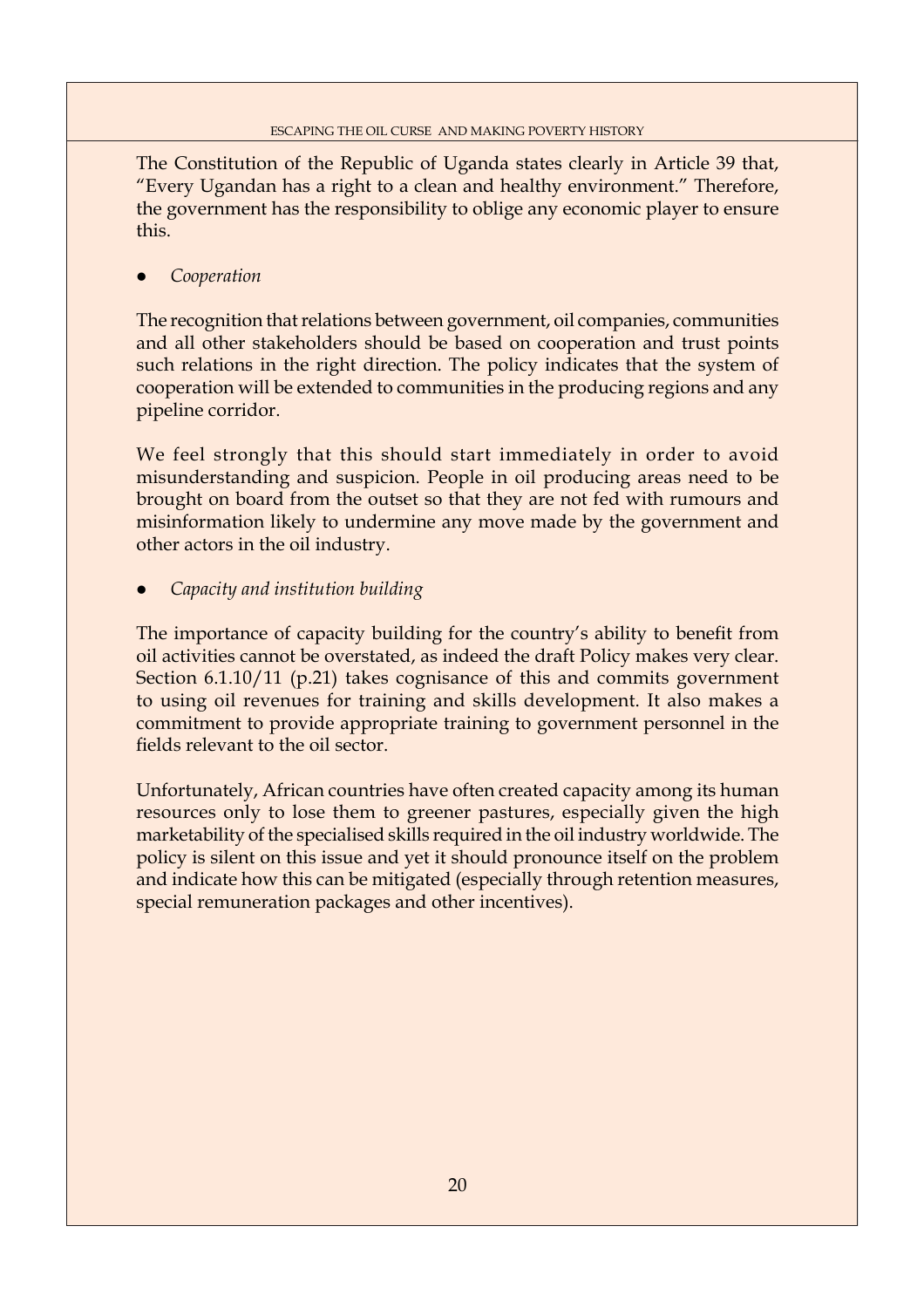The Constitution of the Republic of Uganda states clearly in Article 39 that, "Every Ugandan has a right to a clean and healthy environment." Therefore, the government has the responsibility to oblige any economic player to ensure this.

- *Cooperation*

The recognition that relations between government, oil companies, communities and all other stakeholders should be based on cooperation and trust points such relations in the right direction. The policy indicates that the system of cooperation will be extended to communities in the producing regions and any pipeline corridor.

We feel strongly that this should start immediately in order to avoid misunderstanding and suspicion. People in oil producing areas need to be brought on board from the outset so that they are not fed with rumours and misinformation likely to undermine any move made by the government and other actors in the oil industry.

- *Capacity and institution building*

The importance of capacity building for the country's ability to benefit from oil activities cannot be overstated, as indeed the draft Policy makes very clear. Section 6.1.10/11 (p.21) takes cognisance of this and commits government to using oil revenues for training and skills development. It also makes a commitment to provide appropriate training to government personnel in the fields relevant to the oil sector.

Unfortunately, African countries have often created capacity among its human resources only to lose them to greener pastures, especially given the high marketability of the specialised skills required in the oil industry worldwide. The policy is silent on this issue and yet it should pronounce itself on the problem and indicate how this can be mitigated (especially through retention measures, special remuneration packages and other incentives).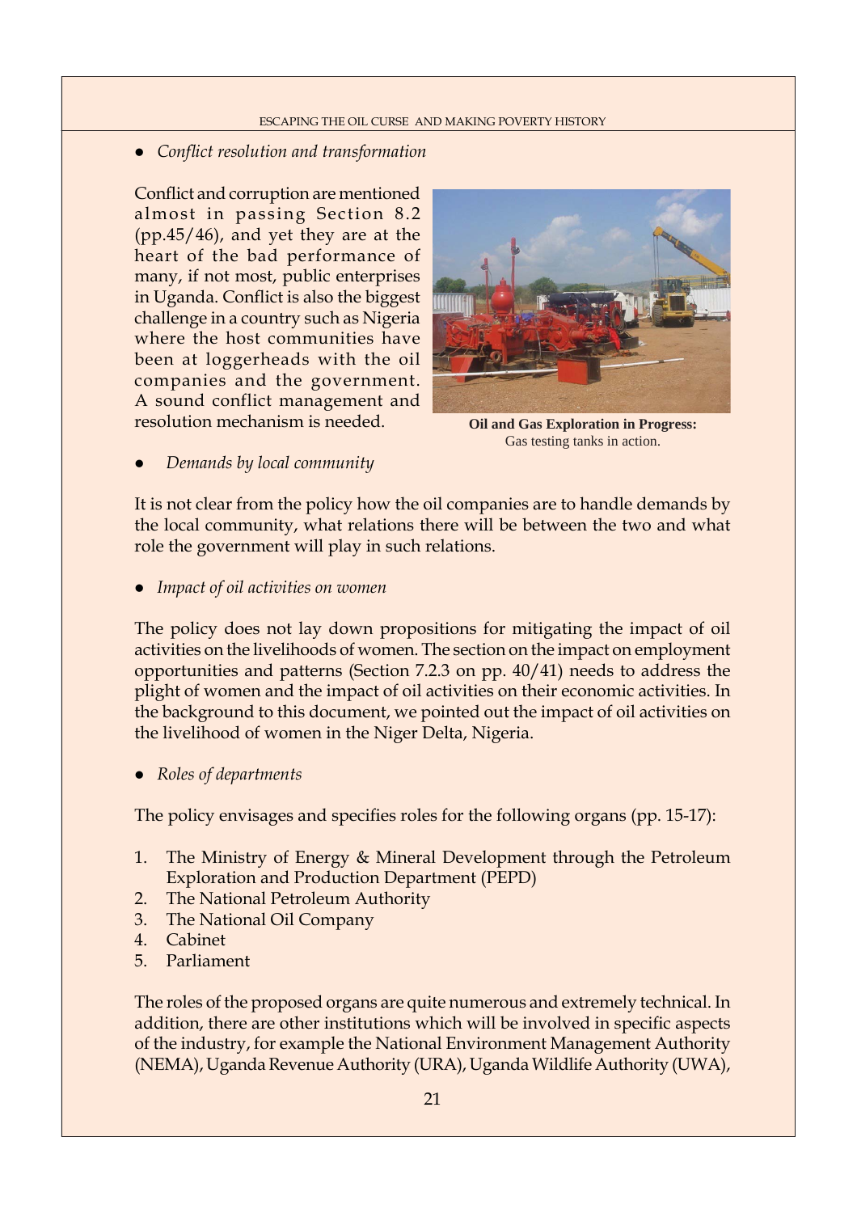- *Conflict resolution and transformation*

Conflict and corruption are mentioned almost in passing Section 8.2 (pp.45/46), and yet they are at the heart of the bad performance of many, if not most, public enterprises in Uganda. Conflict is also the biggest challenge in a country such as Nigeria where the host communities have been at loggerheads with the oil companies and the government. A sound conflict management and resolution mechanism is needed.

**Oil and Gas Exploration in Progress:** Gas testing tanks in action.

- *Demands by local community*

It is not clear from the policy how the oil companies are to handle demands by the local community, what relations there will be between the two and what role the government will play in such relations.

- *Impact of oil activities on women*

The policy does not lay down propositions for mitigating the impact of oil activities on the livelihoods of women. The section on the impact on employment opportunities and patterns (Section 7.2.3 on pp. 40/41) needs to address the plight of women and the impact of oil activities on their economic activities. In the background to this document, we pointed out the impact of oil activities on the livelihood of women in the Niger Delta, Nigeria.

- *Roles of departments*

The policy envisages and specifies roles for the following organs (pp. 15-17):

1. The Ministry of Energy & Mineral Development through the Petroleum Exploration and Production Department (PEPD)
2. The National Petroleum Authority
3. The National Oil Company
4. Cabinet
5. Parliament

The roles of the proposed organs are quite numerous and extremely technical. In addition, there are other institutions which will be involved in specific aspects of the industry, for example the National Environment Management Authority (NEMA), Uganda Revenue Authority (URA), Uganda Wildlife Authority (UWA),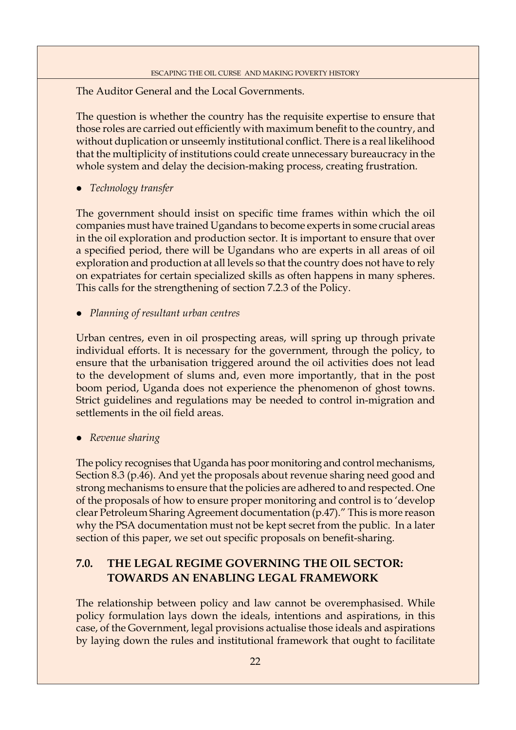The Auditor General and the Local Governments.

The question is whether the country has the requisite expertise to ensure that those roles are carried out efficiently with maximum benefit to the country, and without duplication or unseemly institutional conflict. There is a real likelihood that the multiplicity of institutions could create unnecessary bureaucracy in the whole system and delay the decision-making process, creating frustration.

- *Technology transfer*

The government should insist on specific time frames within which the oil companies must have trained Ugandans to become experts in some crucial areas in the oil exploration and production sector. It is important to ensure that over a specified period, there will be Ugandans who are experts in all areas of oil exploration and production at all levels so that the country does not have to rely on expatriates for certain specialized skills as often happens in many spheres. This calls for the strengthening of section 7.2.3 of the Policy.

- *Planning of resultant urban centres*

Urban centres, even in oil prospecting areas, will spring up through private individual efforts. It is necessary for the government, through the policy, to ensure that the urbanisation triggered around the oil activities does not lead to the development of slums and, even more importantly, that in the post boom period, Uganda does not experience the phenomenon of ghost towns. Strict guidelines and regulations may be needed to control in-migration and settlements in the oil field areas.

- *Revenue sharing*

The policy recognises that Uganda has poor monitoring and control mechanisms, Section 8.3 (p.46). And yet the proposals about revenue sharing need good and strong mechanisms to ensure that the policies are adhered to and respected. One of the proposals of how to ensure proper monitoring and control is to 'develop clear Petroleum Sharing Agreement documentation (p.47)." This is more reason why the PSA documentation must not be kept secret from the public. In a later section of this paper, we set out specific proposals on benefit-sharing.

## 7.0. THE LEGAL REGIME GOVERNING THE OIL SECTOR: TOWARDS AN ENABLING LEGAL FRAMEWORK

The relationship between policy and law cannot be overemphasised. While policy formulation lays down the ideals, intentions and aspirations, in this case, of the Government, legal provisions actualise those ideals and aspirations by laying down the rules and institutional framework that ought to facilitate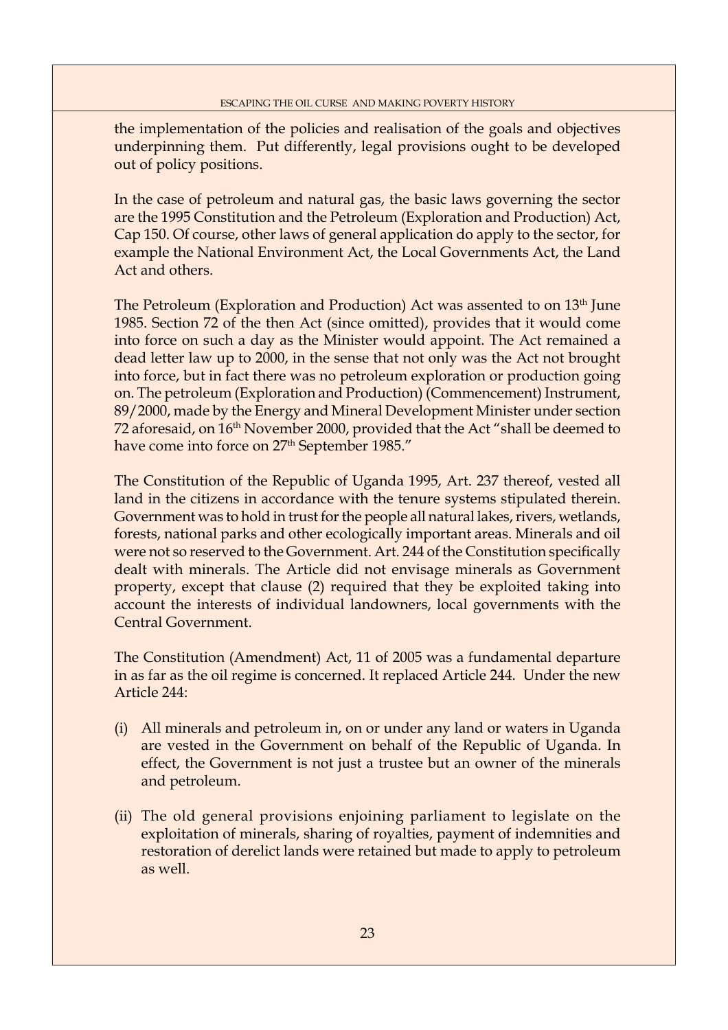the implementation of the policies and realisation of the goals and objectives underpinning them. Put differently, legal provisions ought to be developed out of policy positions.

In the case of petroleum and natural gas, the basic laws governing the sector are the 1995 Constitution and the Petroleum (Exploration and Production) Act, Cap 150. Of course, other laws of general application do apply to the sector, for example the National Environment Act, the Local Governments Act, the Land Act and others.

The Petroleum (Exploration and Production) Act was assented to on 13th June 1985. Section 72 of the then Act (since omitted), provides that it would come into force on such a day as the Minister would appoint. The Act remained a dead letter law up to 2000, in the sense that not only was the Act not brought into force, but in fact there was no petroleum exploration or production going on. The petroleum (Exploration and Production) (Commencement) Instrument, 89/2000, made by the Energy and Mineral Development Minister under section 72 aforesaid, on 16th November 2000, provided that the Act "shall be deemed to have come into force on 27th September 1985."

The Constitution of the Republic of Uganda 1995, Art. 237 thereof, vested all land in the citizens in accordance with the tenure systems stipulated therein. Government was to hold in trust for the people all natural lakes, rivers, wetlands, forests, national parks and other ecologically important areas. Minerals and oil were not so reserved to the Government. Art. 244 of the Constitution specifically dealt with minerals. The Article did not envisage minerals as Government property, except that clause (2) required that they be exploited taking into account the interests of individual landowners, local governments with the Central Government.

The Constitution (Amendment) Act, 11 of 2005 was a fundamental departure in as far as the oil regime is concerned. It replaced Article 244. Under the new Article 244:

(i) All minerals and petroleum in, on or under any land or waters in Uganda are vested in the Government on behalf of the Republic of Uganda. In effect, the Government is not just a trustee but an owner of the minerals and petroleum.

(ii) The old general provisions enjoining parliament to legislate on the exploitation of minerals, sharing of royalties, payment of indemnities and restoration of derelict lands were retained but made to apply to petroleum as well.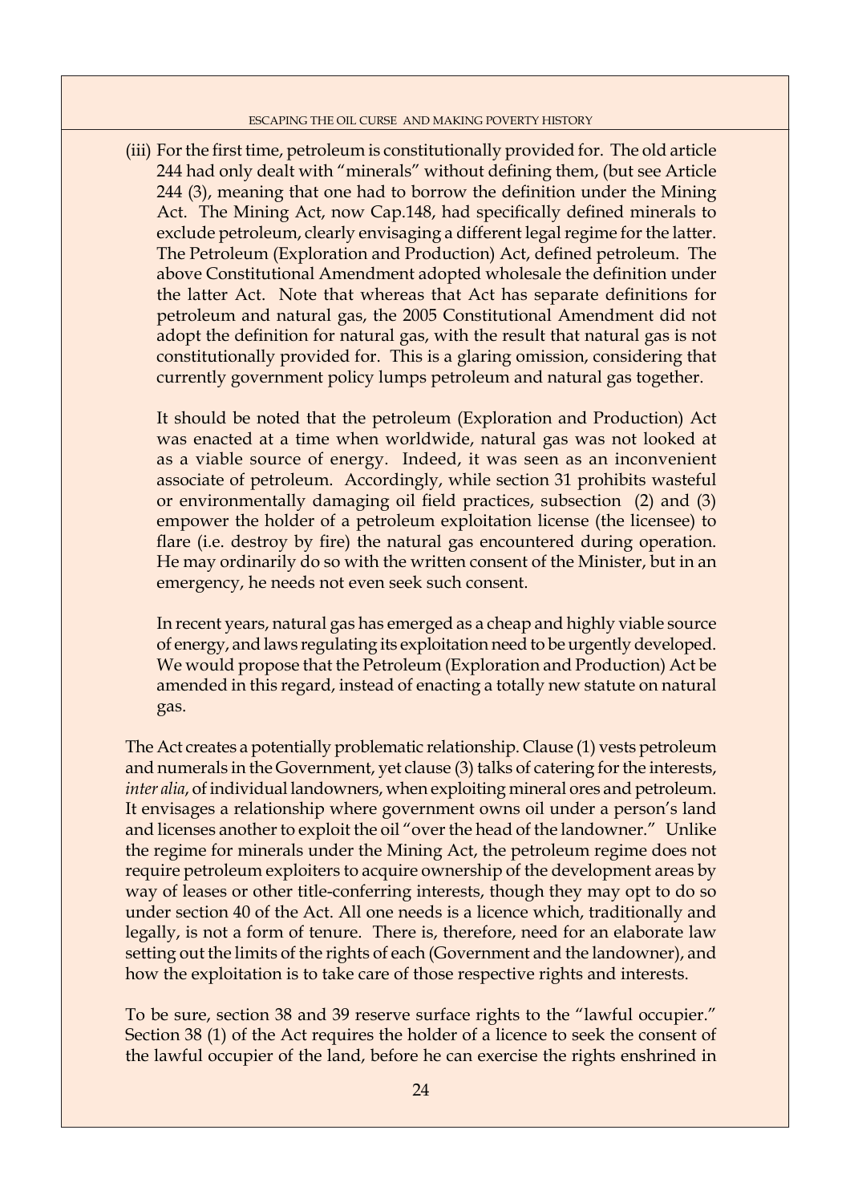(iii) For the first time, petroleum is constitutionally provided for. The old article 244 had only dealt with "minerals" without defining them, (but see Article 244 (3), meaning that one had to borrow the definition under the Mining Act. The Mining Act, now Cap.148, had specifically defined minerals to exclude petroleum, clearly envisaging a different legal regime for the latter. The Petroleum (Exploration and Production) Act, defined petroleum. The above Constitutional Amendment adopted wholesale the definition under the latter Act. Note that whereas that Act has separate definitions for petroleum and natural gas, the 2005 Constitutional Amendment did not adopt the definition for natural gas, with the result that natural gas is not constitutionally provided for. This is a glaring omission, considering that currently government policy lumps petroleum and natural gas together.

    It should be noted that the petroleum (Exploration and Production) Act was enacted at a time when worldwide, natural gas was not looked at as a viable source of energy. Indeed, it was seen as an inconvenient associate of petroleum. Accordingly, while section 31 prohibits wasteful or environmentally damaging oil field practices, subsection (2) and (3) empower the holder of a petroleum exploitation license (the licensee) to flare (i.e. destroy by fire) the natural gas encountered during operation. He may ordinarily do so with the written consent of the Minister, but in an emergency, he needs not even seek such consent.

    In recent years, natural gas has emerged as a cheap and highly viable source of energy, and laws regulating its exploitation need to be urgently developed. We would propose that the Petroleum (Exploration and Production) Act be amended in this regard, instead of enacting a totally new statute on natural gas.

The Act creates a potentially problematic relationship. Clause (1) vests petroleum and numerals in the Government, yet clause (3) talks of catering for the interests, *inter alia*, of individual landowners, when exploiting mineral ores and petroleum. It envisages a relationship where government owns oil under a person's land and licenses another to exploit the oil "over the head of the landowner." Unlike the regime for minerals under the Mining Act, the petroleum regime does not require petroleum exploiters to acquire ownership of the development areas by way of leases or other title-conferring interests, though they may opt to do so under section 40 of the Act. All one needs is a licence which, traditionally and legally, is not a form of tenure. There is, therefore, need for an elaborate law setting out the limits of the rights of each (Government and the landowner), and how the exploitation is to take care of those respective rights and interests.

To be sure, section 38 and 39 reserve surface rights to the "lawful occupier." Section 38 (1) of the Act requires the holder of a licence to seek the consent of the lawful occupier of the land, before he can exercise the rights enshrined in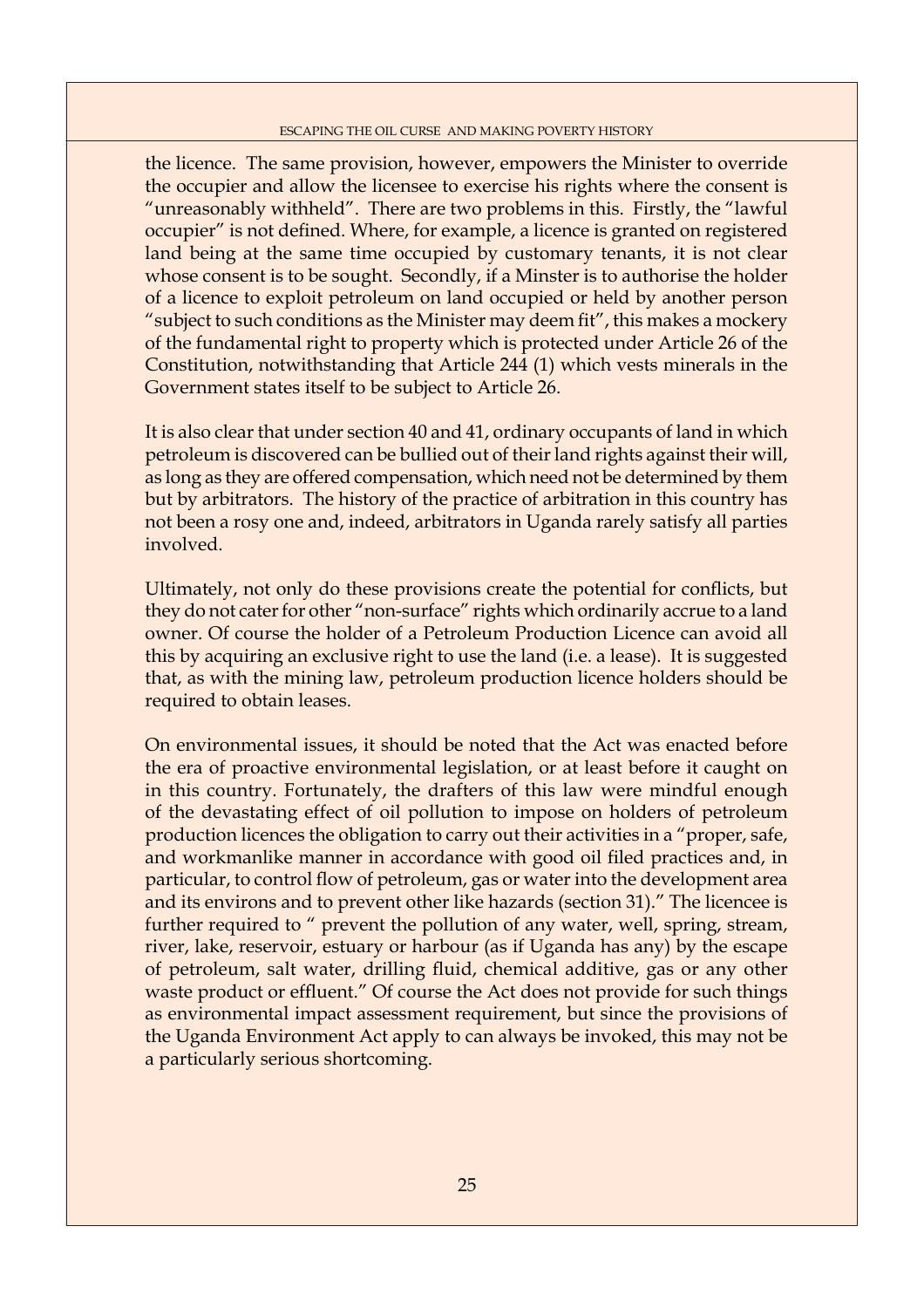the licence. The same provision, however, empowers the Minister to override the occupier and allow the licensee to exercise his rights where the consent is "unreasonably withheld". There are two problems in this. Firstly, the "lawful occupier" is not defined. Where, for example, a licence is granted on registered land being at the same time occupied by customary tenants, it is not clear whose consent is to be sought. Secondly, if a Minster is to authorise the holder of a licence to exploit petroleum on land occupied or held by another person "subject to such conditions as the Minister may deem fit", this makes a mockery of the fundamental right to property which is protected under Article 26 of the Constitution, notwithstanding that Article 244 (1) which vests minerals in the Government states itself to be subject to Article 26.

It is also clear that under section 40 and 41, ordinary occupants of land in which petroleum is discovered can be bullied out of their land rights against their will, as long as they are offered compensation, which need not be determined by them but by arbitrators. The history of the practice of arbitration in this country has not been a rosy one and, indeed, arbitrators in Uganda rarely satisfy all parties involved.

Ultimately, not only do these provisions create the potential for conflicts, but they do not cater for other "non-surface" rights which ordinarily accrue to a land owner. Of course the holder of a Petroleum Production Licence can avoid all this by acquiring an exclusive right to use the land (i.e. a lease). It is suggested that, as with the mining law, petroleum production licence holders should be required to obtain leases.

On environmental issues, it should be noted that the Act was enacted before the era of proactive environmental legislation, or at least before it caught on in this country. Fortunately, the drafters of this law were mindful enough of the devastating effect of oil pollution to impose on holders of petroleum production licences the obligation to carry out their activities in a "proper, safe, and workmanlike manner in accordance with good oil filed practices and, in particular, to control flow of petroleum, gas or water into the development area and its environs and to prevent other like hazards (section 31)." The licencee is further required to " prevent the pollution of any water, well, spring, stream, river, lake, reservoir, estuary or harbour (as if Uganda has any) by the escape of petroleum, salt water, drilling fluid, chemical additive, gas or any other waste product or effluent." Of course the Act does not provide for such things as environmental impact assessment requirement, but since the provisions of the Uganda Environment Act apply to can always be invoked, this may not be a particularly serious shortcoming.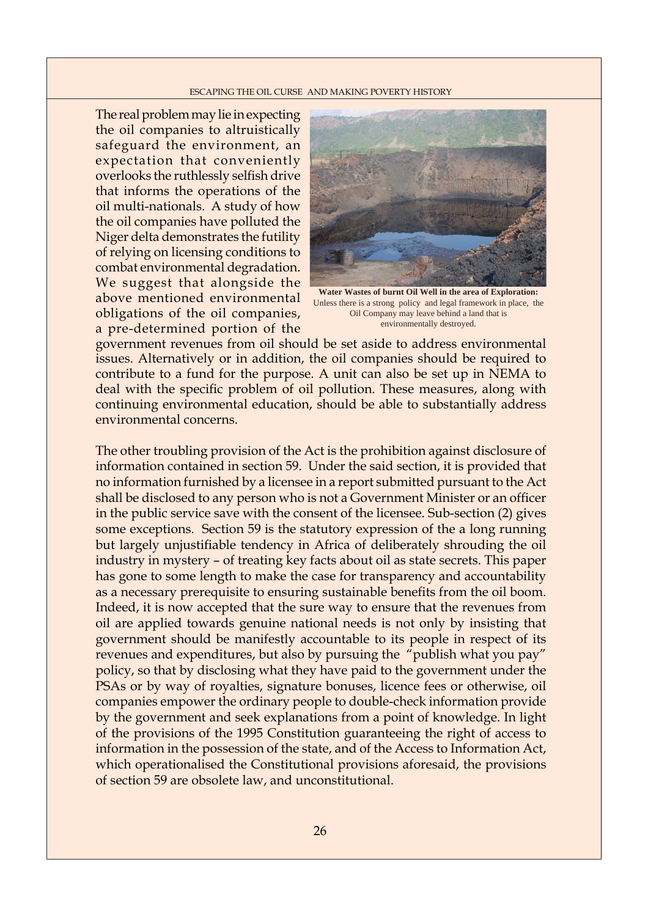The real problem may lie in expecting the oil companies to altruistically safeguard the environment, an expectation that conveniently overlooks the ruthlessly selfish drive that informs the operations of the oil multi-nationals. A study of how the oil companies have polluted the Niger delta demonstrates the futility of relying on licensing conditions to combat environmental degradation. We suggest that alongside the above mentioned environmental obligations of the oil companies, a pre-determined portion of the government revenues from oil should be set aside to address environmental issues. Alternatively or in addition, the oil companies should be required to contribute to a fund for the purpose. A unit can also be set up in NEMA to deal with the specific problem of oil pollution. These measures, along with continuing environmental education, should be able to substantially address environmental concerns.

**Water Wastes of burnt Oil Well in the area of Exploration:** Unless there is a strong policy and legal framework in place, the Oil Company may leave behind a land that is environmentally destroyed.

The other troubling provision of the Act is the prohibition against disclosure of information contained in section 59. Under the said section, it is provided that no information furnished by a licensee in a report submitted pursuant to the Act shall be disclosed to any person who is not a Government Minister or an officer in the public service save with the consent of the licensee. Sub-section (2) gives some exceptions. Section 59 is the statutory expression of the a long running but largely unjustifiable tendency in Africa of deliberately shrouding the oil industry in mystery – of treating key facts about oil as state secrets. This paper has gone to some length to make the case for transparency and accountability as a necessary prerequisite to ensuring sustainable benefits from the oil boom. Indeed, it is now accepted that the sure way to ensure that the revenues from oil are applied towards genuine national needs is not only by insisting that government should be manifestly accountable to its people in respect of its revenues and expenditures, but also by pursuing the "publish what you pay" policy, so that by disclosing what they have paid to the government under the PSAs or by way of royalties, signature bonuses, licence fees or otherwise, oil companies empower the ordinary people to double-check information provide by the government and seek explanations from a point of knowledge. In light of the provisions of the 1995 Constitution guaranteeing the right of access to information in the possession of the state, and of the Access to Information Act, which operationalised the Constitutional provisions aforesaid, the provisions of section 59 are obsolete law, and unconstitutional.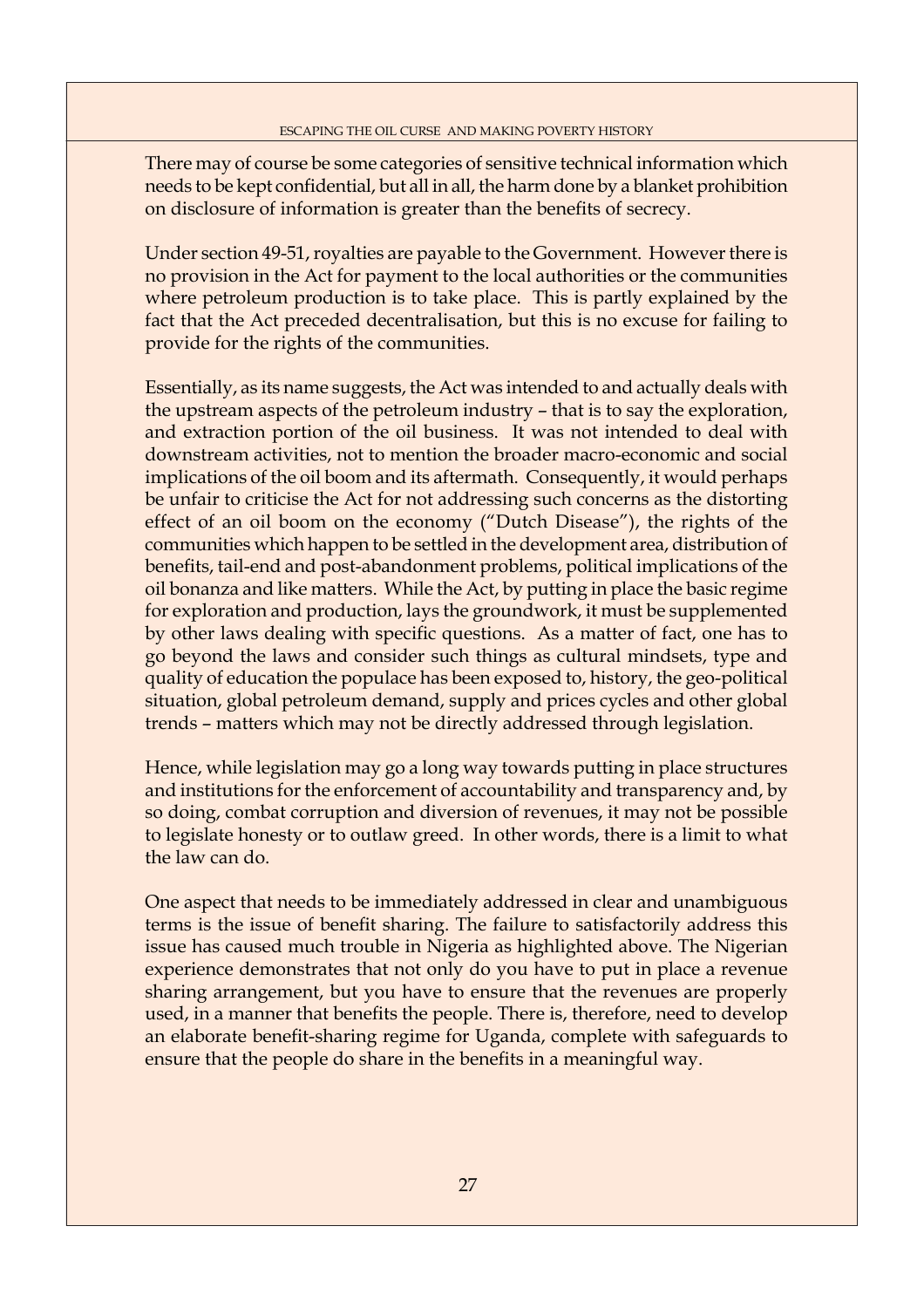There may of course be some categories of sensitive technical information which needs to be kept confidential, but all in all, the harm done by a blanket prohibition on disclosure of information is greater than the benefits of secrecy.

Under section 49-51, royalties are payable to the Government. However there is no provision in the Act for payment to the local authorities or the communities where petroleum production is to take place. This is partly explained by the fact that the Act preceded decentralisation, but this is no excuse for failing to provide for the rights of the communities.

Essentially, as its name suggests, the Act was intended to and actually deals with the upstream aspects of the petroleum industry – that is to say the exploration, and extraction portion of the oil business. It was not intended to deal with downstream activities, not to mention the broader macro-economic and social implications of the oil boom and its aftermath. Consequently, it would perhaps be unfair to criticise the Act for not addressing such concerns as the distorting effect of an oil boom on the economy ("Dutch Disease"), the rights of the communities which happen to be settled in the development area, distribution of benefits, tail-end and post-abandonment problems, political implications of the oil bonanza and like matters. While the Act, by putting in place the basic regime for exploration and production, lays the groundwork, it must be supplemented by other laws dealing with specific questions. As a matter of fact, one has to go beyond the laws and consider such things as cultural mindsets, type and quality of education the populace has been exposed to, history, the geo-political situation, global petroleum demand, supply and prices cycles and other global trends – matters which may not be directly addressed through legislation.

Hence, while legislation may go a long way towards putting in place structures and institutions for the enforcement of accountability and transparency and, by so doing, combat corruption and diversion of revenues, it may not be possible to legislate honesty or to outlaw greed. In other words, there is a limit to what the law can do.

One aspect that needs to be immediately addressed in clear and unambiguous terms is the issue of benefit sharing. The failure to satisfactorily address this issue has caused much trouble in Nigeria as highlighted above. The Nigerian experience demonstrates that not only do you have to put in place a revenue sharing arrangement, but you have to ensure that the revenues are properly used, in a manner that benefits the people. There is, therefore, need to develop an elaborate benefit-sharing regime for Uganda, complete with safeguards to ensure that the people do share in the benefits in a meaningful way.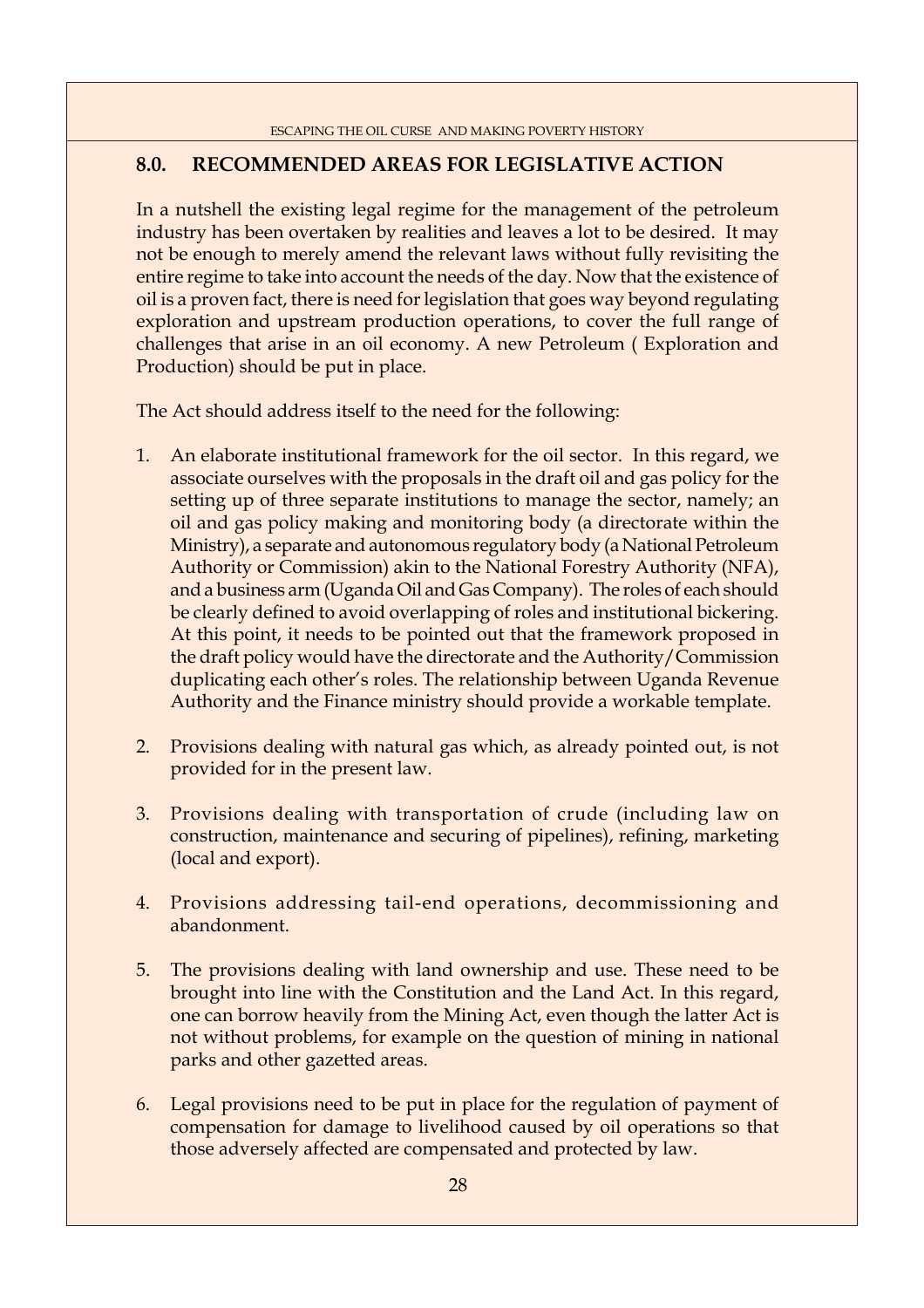## 8.0. RECOMMENDED AREAS FOR LEGISLATIVE ACTION

In a nutshell the existing legal regime for the management of the petroleum industry has been overtaken by realities and leaves a lot to be desired. It may not be enough to merely amend the relevant laws without fully revisiting the entire regime to take into account the needs of the day. Now that the existence of oil is a proven fact, there is need for legislation that goes way beyond regulating exploration and upstream production operations, to cover the full range of challenges that arise in an oil economy. A new Petroleum ( Exploration and Production) should be put in place.

The Act should address itself to the need for the following:

1. An elaborate institutional framework for the oil sector. In this regard, we associate ourselves with the proposals in the draft oil and gas policy for the setting up of three separate institutions to manage the sector, namely; an oil and gas policy making and monitoring body (a directorate within the Ministry), a separate and autonomous regulatory body (a National Petroleum Authority or Commission) akin to the National Forestry Authority (NFA), and a business arm (Uganda Oil and Gas Company). The roles of each should be clearly defined to avoid overlapping of roles and institutional bickering. At this point, it needs to be pointed out that the framework proposed in the draft policy would have the directorate and the Authority/Commission duplicating each other's roles. The relationship between Uganda Revenue Authority and the Finance ministry should provide a workable template.

2. Provisions dealing with natural gas which, as already pointed out, is not provided for in the present law.

3. Provisions dealing with transportation of crude (including law on construction, maintenance and securing of pipelines), refining, marketing (local and export).

4. Provisions addressing tail-end operations, decommissioning and abandonment.

5. The provisions dealing with land ownership and use. These need to be brought into line with the Constitution and the Land Act. In this regard, one can borrow heavily from the Mining Act, even though the latter Act is not without problems, for example on the question of mining in national parks and other gazetted areas.

6. Legal provisions need to be put in place for the regulation of payment of compensation for damage to livelihood caused by oil operations so that those adversely affected are compensated and protected by law.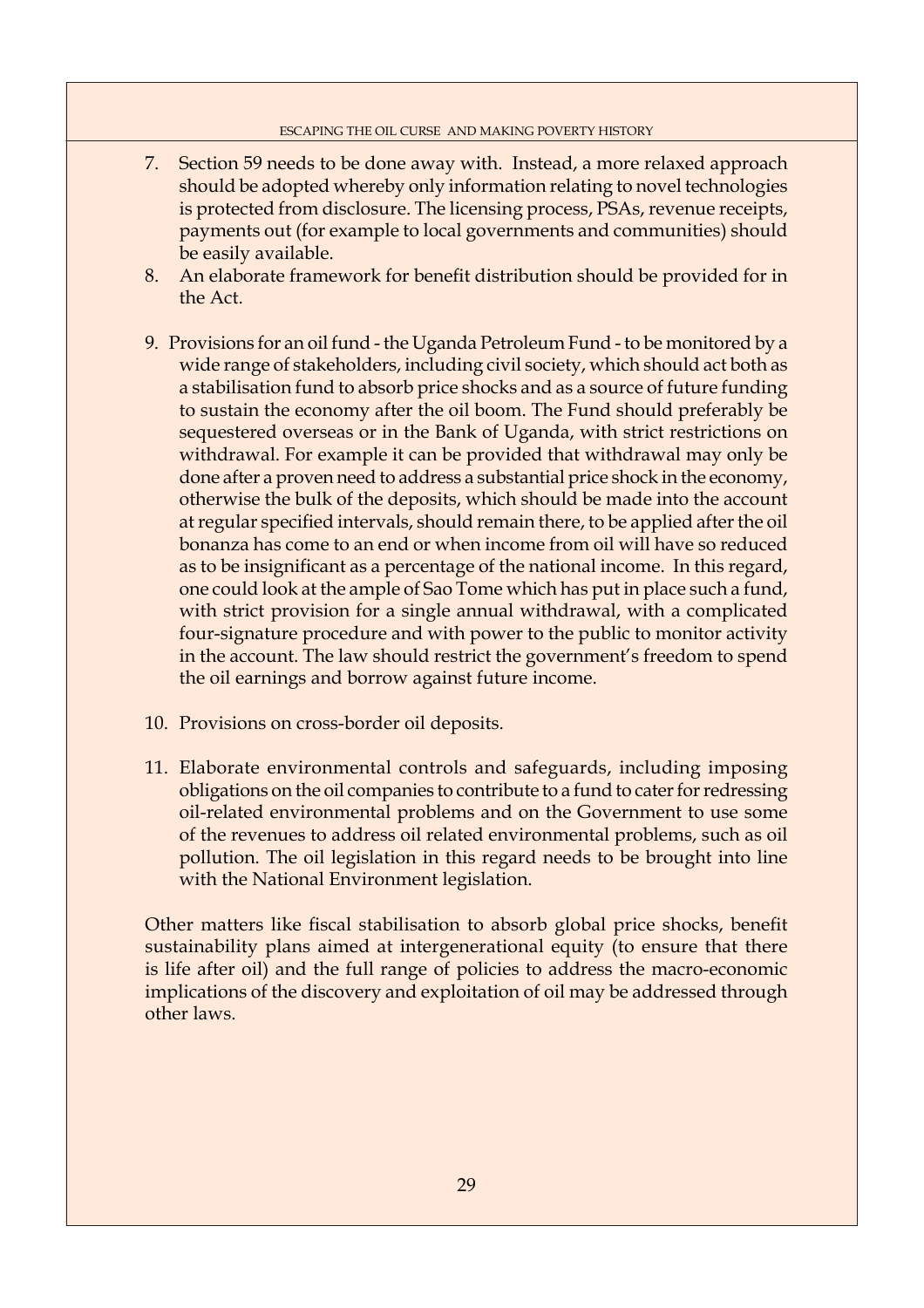7. Section 59 needs to be done away with. Instead, a more relaxed approach should be adopted whereby only information relating to novel technologies is protected from disclosure. The licensing process, PSAs, revenue receipts, payments out (for example to local governments and communities) should be easily available.
8. An elaborate framework for benefit distribution should be provided for in the Act.

9. Provisions for an oil fund - the Uganda Petroleum Fund - to be monitored by a wide range of stakeholders, including civil society, which should act both as a stabilisation fund to absorb price shocks and as a source of future funding to sustain the economy after the oil boom. The Fund should preferably be sequestered overseas or in the Bank of Uganda, with strict restrictions on withdrawal. For example it can be provided that withdrawal may only be done after a proven need to address a substantial price shock in the economy, otherwise the bulk of the deposits, which should be made into the account at regular specified intervals, should remain there, to be applied after the oil bonanza has come to an end or when income from oil will have so reduced as to be insignificant as a percentage of the national income. In this regard, one could look at the ample of Sao Tome which has put in place such a fund, with strict provision for a single annual withdrawal, with a complicated four-signature procedure and with power to the public to monitor activity in the account. The law should restrict the government's freedom to spend the oil earnings and borrow against future income.

10. Provisions on cross-border oil deposits.

11. Elaborate environmental controls and safeguards, including imposing obligations on the oil companies to contribute to a fund to cater for redressing oil-related environmental problems and on the Government to use some of the revenues to address oil related environmental problems, such as oil pollution. The oil legislation in this regard needs to be brought into line with the National Environment legislation.

Other matters like fiscal stabilisation to absorb global price shocks, benefit sustainability plans aimed at intergenerational equity (to ensure that there is life after oil) and the full range of policies to address the macro-economic implications of the discovery and exploitation of oil may be addressed through other laws.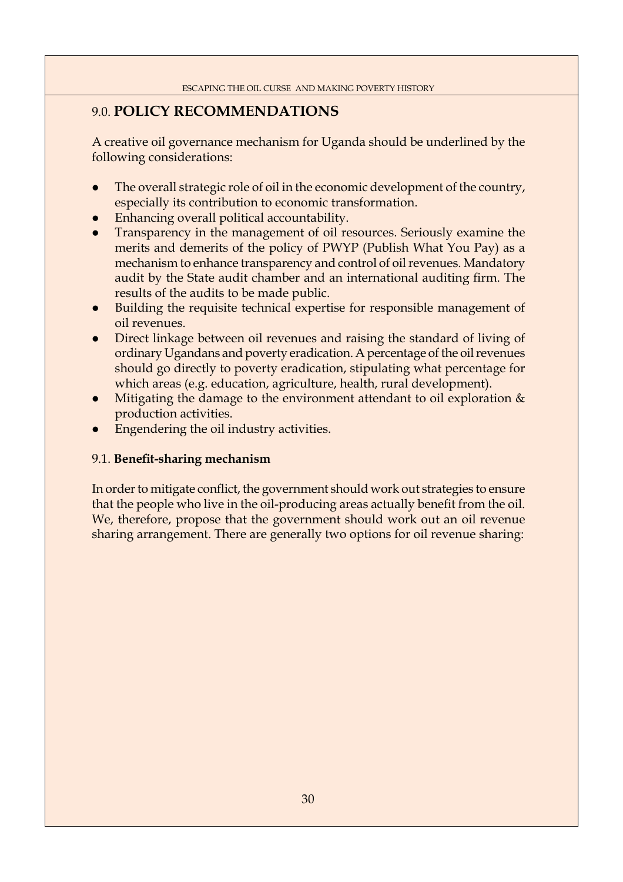## 9.0. POLICY RECOMMENDATIONS

A creative oil governance mechanism for Uganda should be underlined by the following considerations:

- The overall strategic role of oil in the economic development of the country, especially its contribution to economic transformation.
- Enhancing overall political accountability.
- Transparency in the management of oil resources. Seriously examine the merits and demerits of the policy of PWYP (Publish What You Pay) as a mechanism to enhance transparency and control of oil revenues. Mandatory audit by the State audit chamber and an international auditing firm. The results of the audits to be made public.
- Building the requisite technical expertise for responsible management of oil revenues.
- Direct linkage between oil revenues and raising the standard of living of ordinary Ugandans and poverty eradication. A percentage of the oil revenues should go directly to poverty eradication, stipulating what percentage for which areas (e.g. education, agriculture, health, rural development).
- Mitigating the damage to the environment attendant to oil exploration & production activities.
- Engendering the oil industry activities.

### 9.1. Benefit-sharing mechanism

In order to mitigate conflict, the government should work out strategies to ensure that the people who live in the oil-producing areas actually benefit from the oil. We, therefore, propose that the government should work out an oil revenue sharing arrangement. There are generally two options for oil revenue sharing: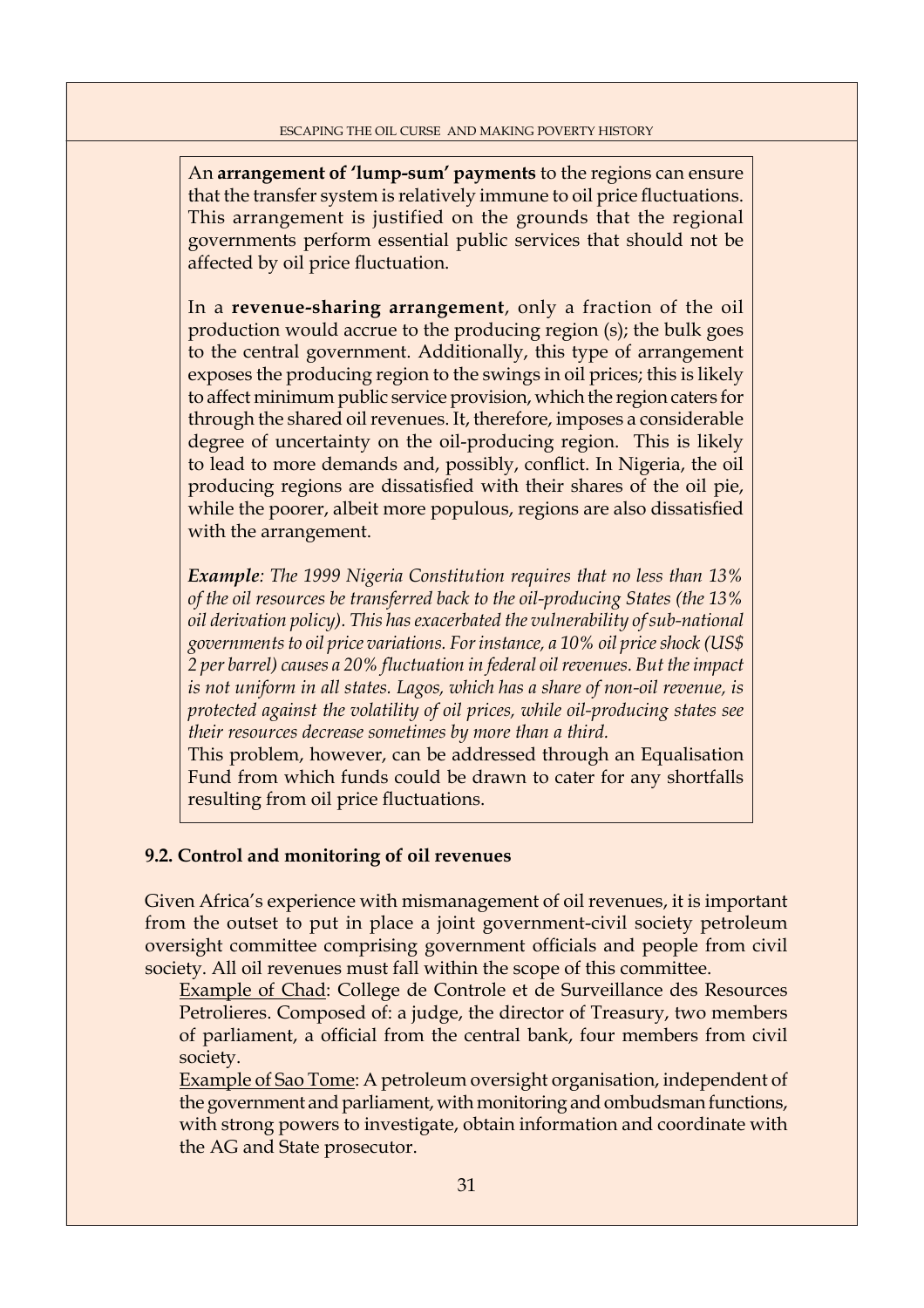An **arrangement of 'lump-sum' payments** to the regions can ensure that the transfer system is relatively immune to oil price fluctuations. This arrangement is justified on the grounds that the regional governments perform essential public services that should not be affected by oil price fluctuation.

In a **revenue-sharing arrangement**, only a fraction of the oil production would accrue to the producing region (s); the bulk goes to the central government. Additionally, this type of arrangement exposes the producing region to the swings in oil prices; this is likely to affect minimum public service provision, which the region caters for through the shared oil revenues. It, therefore, imposes a considerable degree of uncertainty on the oil-producing region. This is likely to lead to more demands and, possibly, conflict. In Nigeria, the oil producing regions are dissatisfied with their shares of the oil pie, while the poorer, albeit more populous, regions are also dissatisfied with the arrangement.

***Example**: The 1999 Nigeria Constitution requires that no less than 13% of the oil resources be transferred back to the oil-producing States (the 13% oil derivation policy). This has exacerbated the vulnerability of sub-national governments to oil price variations. For instance, a 10% oil price shock (US$ 2 per barrel) causes a 20% fluctuation in federal oil revenues. But the impact is not uniform in all states. Lagos, which has a share of non-oil revenue, is protected against the volatility of oil prices, while oil-producing states see their resources decrease sometimes by more than a third.*

This problem, however, can be addressed through an Equalisation Fund from which funds could be drawn to cater for any shortfalls resulting from oil price fluctuations.

### 9.2. Control and monitoring of oil revenues

Given Africa's experience with mismanagement of oil revenues, it is important from the outset to put in place a joint government-civil society petroleum oversight committee comprising government officials and people from civil society. All oil revenues must fall within the scope of this committee.

<u>Example of Chad</u>: College de Controle et de Surveillance des Resources Petrolieres. Composed of: a judge, the director of Treasury, two members of parliament, a official from the central bank, four members from civil society.

<u>Example of Sao Tome</u>: A petroleum oversight organisation, independent of the government and parliament, with monitoring and ombudsman functions, with strong powers to investigate, obtain information and coordinate with the AG and State prosecutor.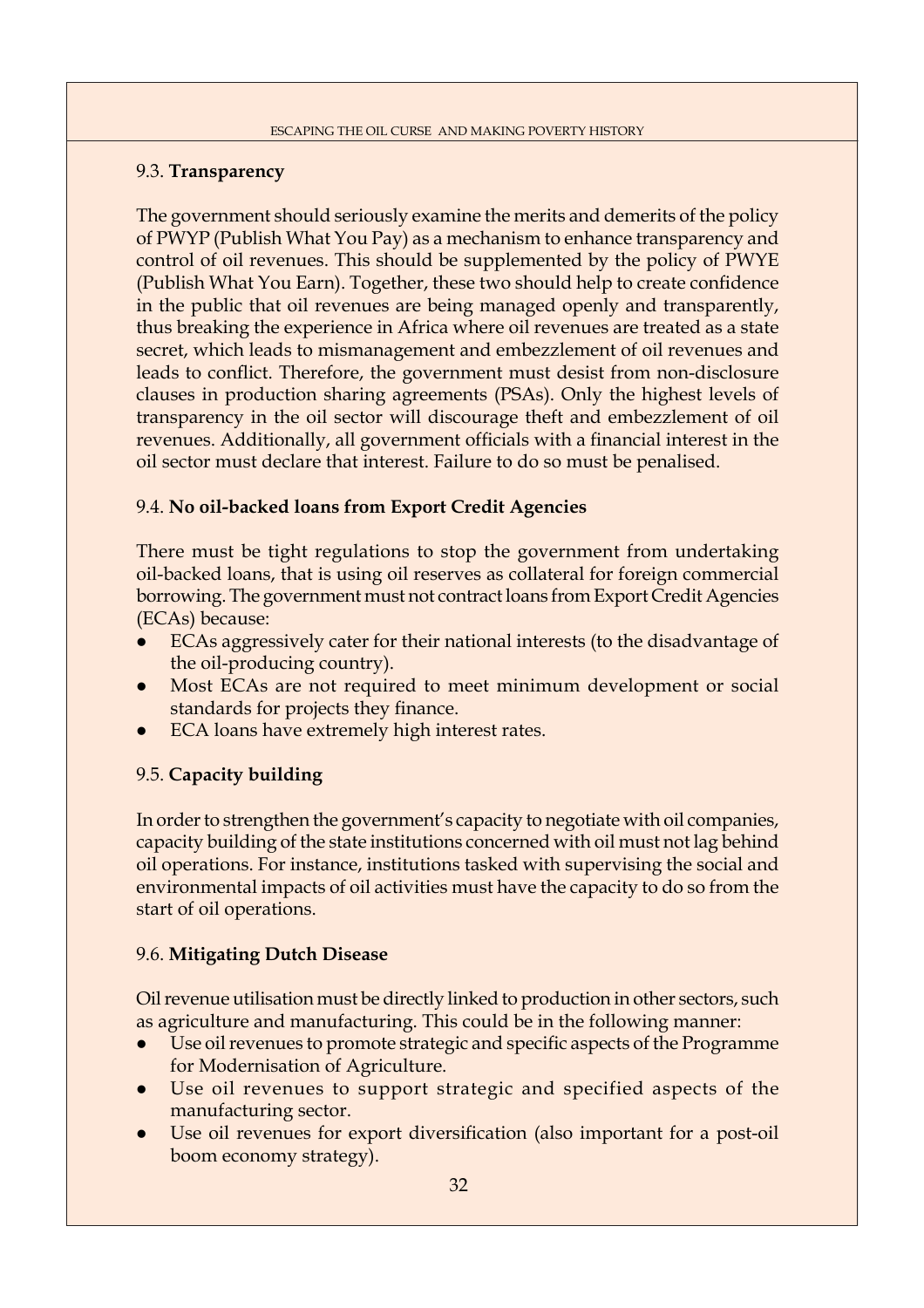### 9.3. **Transparency**

The government should seriously examine the merits and demerits of the policy of PWYP (Publish What You Pay) as a mechanism to enhance transparency and control of oil revenues. This should be supplemented by the policy of PWYE (Publish What You Earn). Together, these two should help to create confidence in the public that oil revenues are being managed openly and transparently, thus breaking the experience in Africa where oil revenues are treated as a state secret, which leads to mismanagement and embezzlement of oil revenues and leads to conflict. Therefore, the government must desist from non-disclosure clauses in production sharing agreements (PSAs). Only the highest levels of transparency in the oil sector will discourage theft and embezzlement of oil revenues. Additionally, all government officials with a financial interest in the oil sector must declare that interest. Failure to do so must be penalised.

### 9.4. **No oil-backed loans from Export Credit Agencies**

There must be tight regulations to stop the government from undertaking oil-backed loans, that is using oil reserves as collateral for foreign commercial borrowing. The government must not contract loans from Export Credit Agencies (ECAs) because:

- ECAs aggressively cater for their national interests (to the disadvantage of the oil-producing country).
- Most ECAs are not required to meet minimum development or social standards for projects they finance.
- ECA loans have extremely high interest rates.

### 9.5. **Capacity building**

In order to strengthen the government's capacity to negotiate with oil companies, capacity building of the state institutions concerned with oil must not lag behind oil operations. For instance, institutions tasked with supervising the social and environmental impacts of oil activities must have the capacity to do so from the start of oil operations.

### 9.6. **Mitigating Dutch Disease**

Oil revenue utilisation must be directly linked to production in other sectors, such as agriculture and manufacturing. This could be in the following manner:

- Use oil revenues to promote strategic and specific aspects of the Programme for Modernisation of Agriculture.
- Use oil revenues to support strategic and specified aspects of the manufacturing sector.
- Use oil revenues for export diversification (also important for a post-oil boom economy strategy).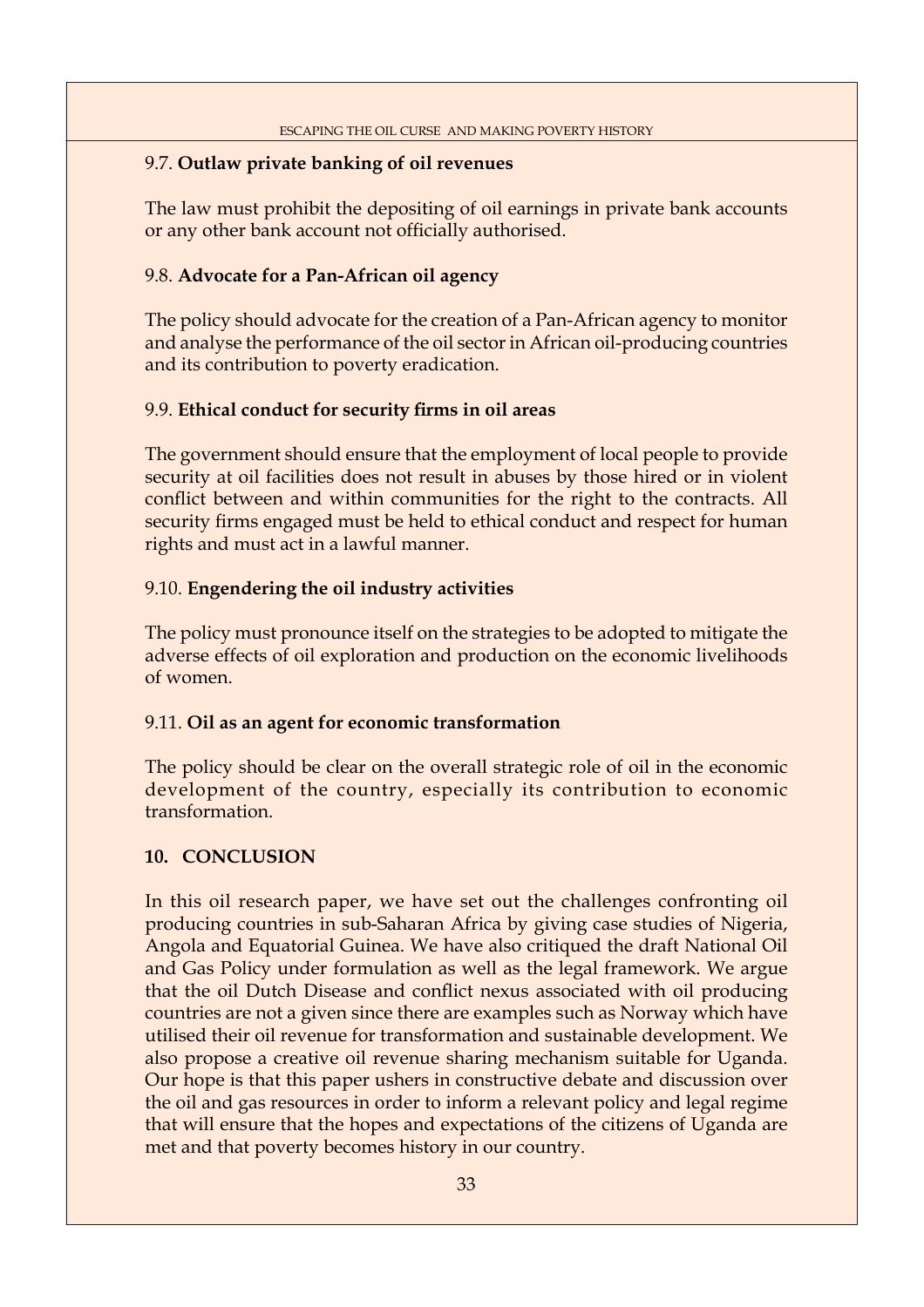### 9.7. **Outlaw private banking of oil revenues**

The law must prohibit the depositing of oil earnings in private bank accounts or any other bank account not officially authorised.

### 9.8. **Advocate for a Pan-African oil agency**

The policy should advocate for the creation of a Pan-African agency to monitor and analyse the performance of the oil sector in African oil-producing countries and its contribution to poverty eradication.

### 9.9. **Ethical conduct for security firms in oil areas**

The government should ensure that the employment of local people to provide security at oil facilities does not result in abuses by those hired or in violent conflict between and within communities for the right to the contracts. All security firms engaged must be held to ethical conduct and respect for human rights and must act in a lawful manner.

### 9.10. **Engendering the oil industry activities**

The policy must pronounce itself on the strategies to be adopted to mitigate the adverse effects of oil exploration and production on the economic livelihoods of women.

### 9.11. **Oil as an agent for economic transformation**

The policy should be clear on the overall strategic role of oil in the economic development of the country, especially its contribution to economic transformation.

## 10. CONCLUSION

In this oil research paper, we have set out the challenges confronting oil producing countries in sub-Saharan Africa by giving case studies of Nigeria, Angola and Equatorial Guinea. We have also critiqued the draft National Oil and Gas Policy under formulation as well as the legal framework. We argue that the oil Dutch Disease and conflict nexus associated with oil producing countries are not a given since there are examples such as Norway which have utilised their oil revenue for transformation and sustainable development. We also propose a creative oil revenue sharing mechanism suitable for Uganda. Our hope is that this paper ushers in constructive debate and discussion over the oil and gas resources in order to inform a relevant policy and legal regime that will ensure that the hopes and expectations of the citizens of Uganda are met and that poverty becomes history in our country.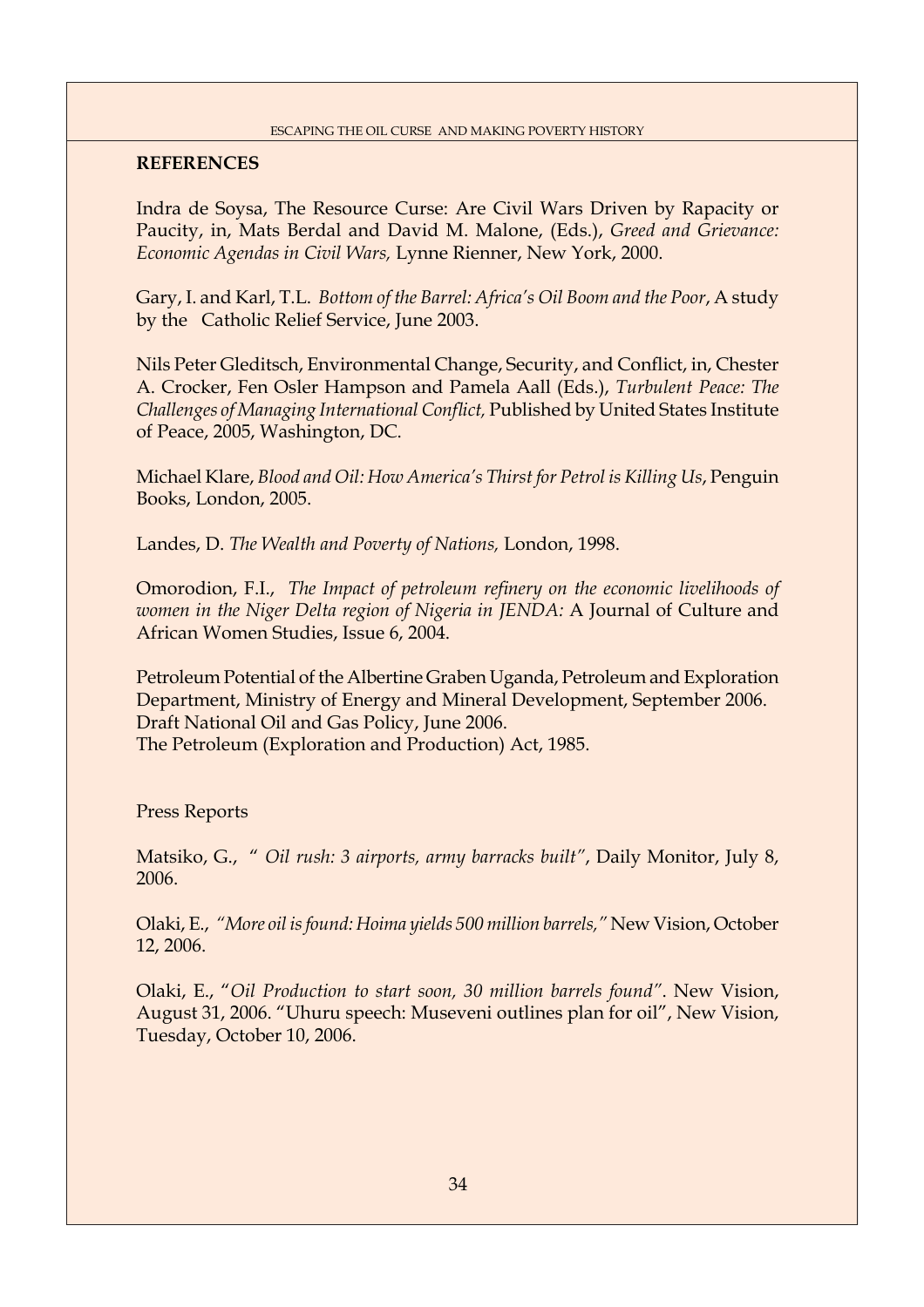**REFERENCES**

Indra de Soysa, The Resource Curse: Are Civil Wars Driven by Rapacity or Paucity, in, Mats Berdal and David M. Malone, (Eds.), *Greed and Grievance: Economic Agendas in Civil Wars,* Lynne Rienner, New York, 2000.

Gary, I. and Karl, T.L. *Bottom of the Barrel: Africa's Oil Boom and the Poor*, A study by the Catholic Relief Service, June 2003.

Nils Peter Gleditsch, Environmental Change, Security, and Conflict, in, Chester A. Crocker, Fen Osler Hampson and Pamela Aall (Eds.), *Turbulent Peace: The Challenges of Managing International Conflict,* Published by United States Institute of Peace, 2005, Washington, DC.

Michael Klare, *Blood and Oil: How America's Thirst for Petrol is Killing Us*, Penguin Books, London, 2005.

Landes, D. *The Wealth and Poverty of Nations,* London, 1998.

Omorodion, F.I., *The Impact of petroleum refinery on the economic livelihoods of women in the Niger Delta region of Nigeria in JENDA:* A Journal of Culture and African Women Studies, Issue 6, 2004.

Petroleum Potential of the Albertine Graben Uganda, Petroleum and Exploration Department, Ministry of Energy and Mineral Development, September 2006.
Draft National Oil and Gas Policy, June 2006.
The Petroleum (Exploration and Production) Act, 1985.

Press Reports

Matsiko, G., " *Oil rush: 3 airports, army barracks built"*, Daily Monitor, July 8, 2006.

Olaki, E., *"More oil is found: Hoima yields 500 million barrels,"* New Vision, October 12, 2006.

Olaki, E., "*Oil Production to start soon, 30 million barrels found"*. New Vision, August 31, 2006. "Uhuru speech: Museveni outlines plan for oil", New Vision, Tuesday, October 10, 2006.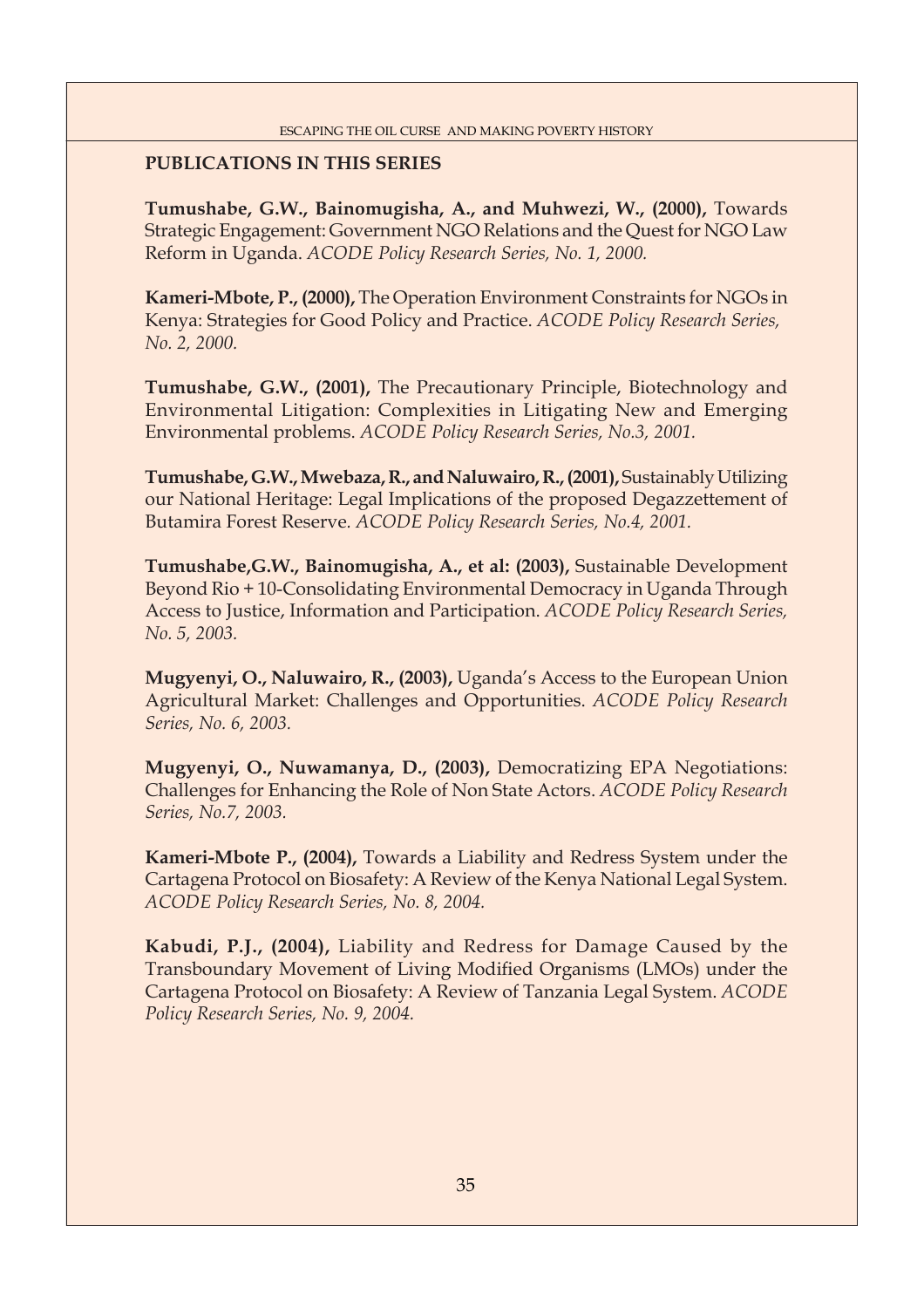**PUBLICATIONS IN THIS SERIES**

**Tumushabe, G.W., Bainomugisha, A., and Muhwezi, W., (2000),** Towards Strategic Engagement: Government NGO Relations and the Quest for NGO Law Reform in Uganda. *ACODE Policy Research Series, No. 1, 2000.*

**Kameri-Mbote, P., (2000),** The Operation Environment Constraints for NGOs in Kenya: Strategies for Good Policy and Practice. *ACODE Policy Research Series, No. 2, 2000.*

**Tumushabe, G.W., (2001),** The Precautionary Principle, Biotechnology and Environmental Litigation: Complexities in Litigating New and Emerging Environmental problems. *ACODE Policy Research Series, No.3, 2001.*

**Tumushabe, G.W., Mwebaza, R., and Naluwairo, R., (2001),** Sustainably Utilizing our National Heritage: Legal Implications of the proposed Degazzettement of Butamira Forest Reserve. *ACODE Policy Research Series, No.4, 2001.*

**Tumushabe,G.W., Bainomugisha, A., et al: (2003),** Sustainable Development Beyond Rio + 10-Consolidating Environmental Democracy in Uganda Through Access to Justice, Information and Participation. *ACODE Policy Research Series, No. 5, 2003.*

**Mugyenyi, O., Naluwairo, R., (2003),** Uganda's Access to the European Union Agricultural Market: Challenges and Opportunities. *ACODE Policy Research Series, No. 6, 2003.*

**Mugyenyi, O., Nuwamanya, D., (2003),** Democratizing EPA Negotiations: Challenges for Enhancing the Role of Non State Actors. *ACODE Policy Research Series, No.7, 2003.*

**Kameri-Mbote P., (2004),** Towards a Liability and Redress System under the Cartagena Protocol on Biosafety: A Review of the Kenya National Legal System. *ACODE Policy Research Series, No. 8, 2004.*

**Kabudi, P.J., (2004),** Liability and Redress for Damage Caused by the Transboundary Movement of Living Modified Organisms (LMOs) under the Cartagena Protocol on Biosafety: A Review of Tanzania Legal System. *ACODE Policy Research Series, No. 9, 2004.*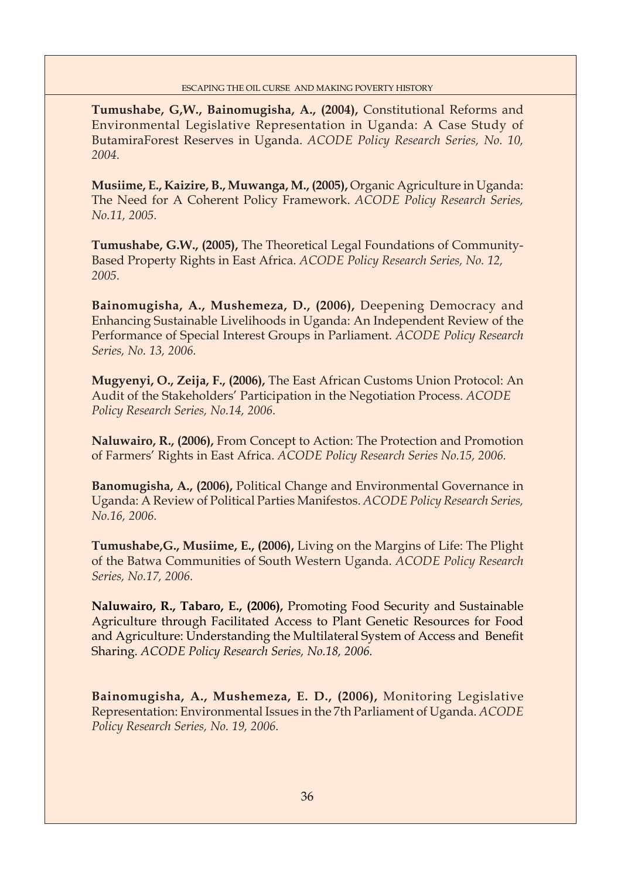**Tumushabe, G,W., Bainomugisha, A., (2004),** Constitutional Reforms and Environmental Legislative Representation in Uganda: A Case Study of ButamiraForest Reserves in Uganda. *ACODE Policy Research Series, No. 10, 2004.*

**Musiime, E., Kaizire, B., Muwanga, M., (2005),** Organic Agriculture in Uganda: The Need for A Coherent Policy Framework. *ACODE Policy Research Series, No.11, 2005.*

**Tumushabe, G.W., (2005),** The Theoretical Legal Foundations of Community-Based Property Rights in East Africa. *ACODE Policy Research Series, No. 12, 2005.*

**Bainomugisha, A., Mushemeza, D., (2006),** Deepening Democracy and Enhancing Sustainable Livelihoods in Uganda: An Independent Review of the Performance of Special Interest Groups in Parliament. *ACODE Policy Research Series, No. 13, 2006.*

**Mugyenyi, O., Zeija, F., (2006),** The East African Customs Union Protocol: An Audit of the Stakeholders' Participation in the Negotiation Process. *ACODE Policy Research Series, No.14, 2006.*

**Naluwairo, R., (2006),** From Concept to Action: The Protection and Promotion of Farmers' Rights in East Africa. *ACODE Policy Research Series No.15, 2006.*

**Banomugisha, A., (2006),** Political Change and Environmental Governance in Uganda: A Review of Political Parties Manifestos. *ACODE Policy Research Series, No.16, 2006.*

**Tumushabe,G., Musiime, E., (2006),** Living on the Margins of Life: The Plight of the Batwa Communities of South Western Uganda. *ACODE Policy Research Series, No.17, 2006.*

**Naluwairo, R., Tabaro, E., (2006),** Promoting Food Security and Sustainable Agriculture through Facilitated Access to Plant Genetic Resources for Food and Agriculture: Understanding the Multilateral System of Access and Benefit Sharing. *ACODE Policy Research Series, No.18, 2006.*

**Bainomugisha, A., Mushemeza, E. D., (2006),** Monitoring Legislative Representation: Environmental Issues in the 7th Parliament of Uganda. *ACODE Policy Research Series, No. 19, 2006.*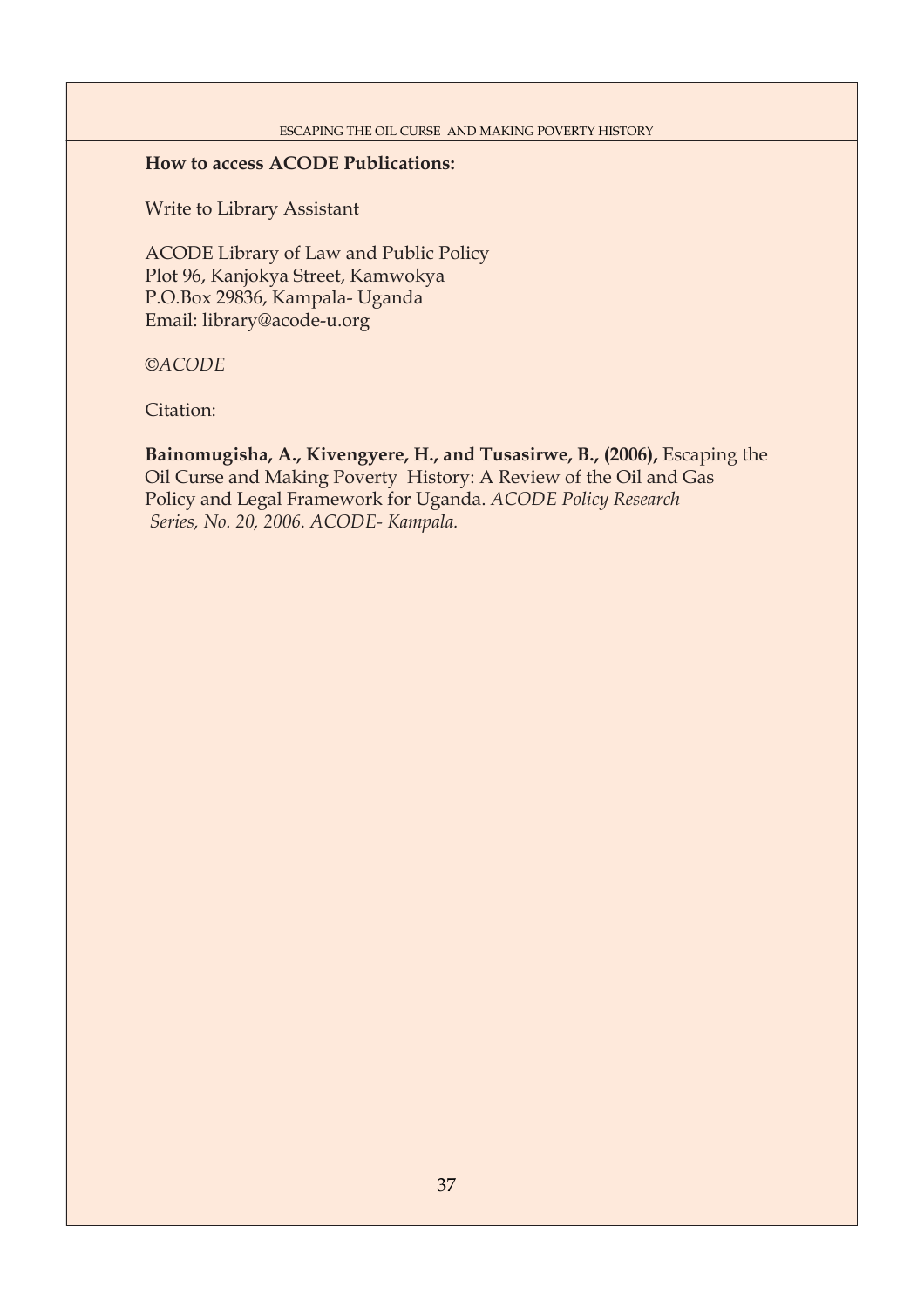**How to access ACODE Publications:**

Write to Library Assistant

ACODE Library of Law and Public Policy
Plot 96, Kanjokya Street, Kamwokya
P.O.Box 29836, Kampala- Uganda
Email: library@acode-u.org

*©ACODE*

Citation:

**Bainomugisha, A., Kivengyere, H., and Tusasirwe, B., (2006),** Escaping the Oil Curse and Making Poverty History: A Review of the Oil and Gas Policy and Legal Framework for Uganda. *ACODE Policy Research Series, No. 20, 2006. ACODE- Kampala.*